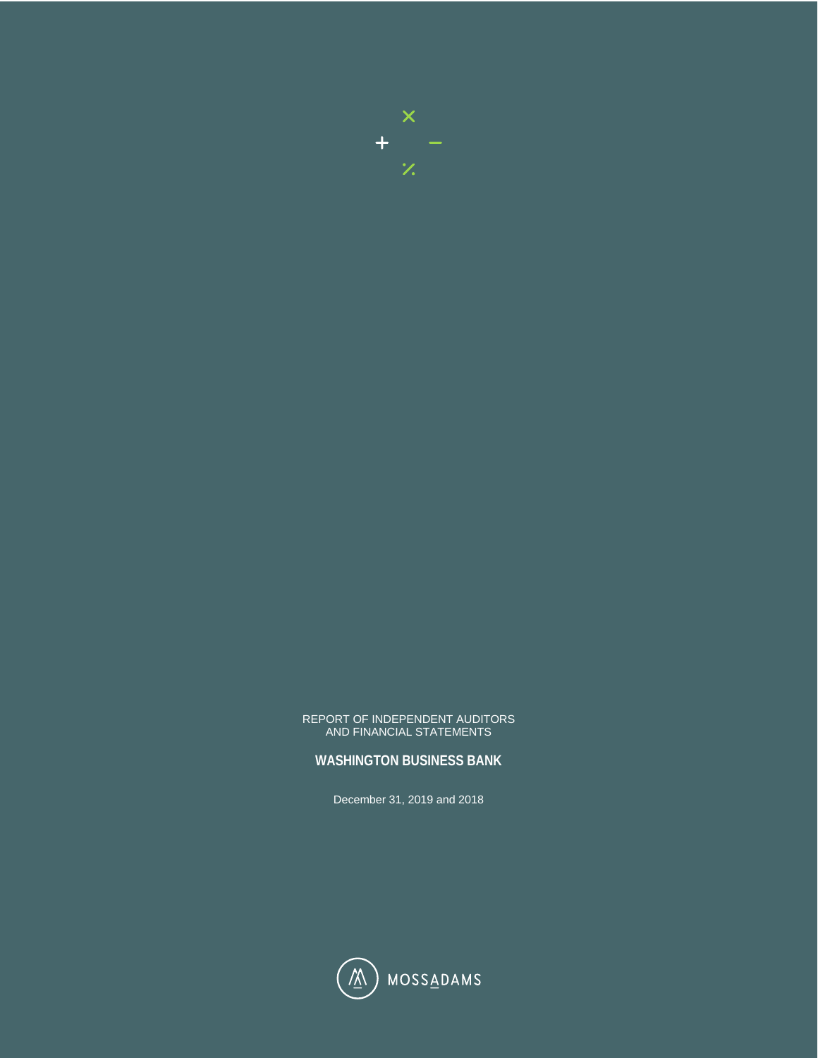REPORT OF INDEPENDENT AUDITORS
AND FINANCIAL STATEMENTS

# WASHINGTON BUSINESS BANK

December 31, 2019 and 2018

MOSSADAMS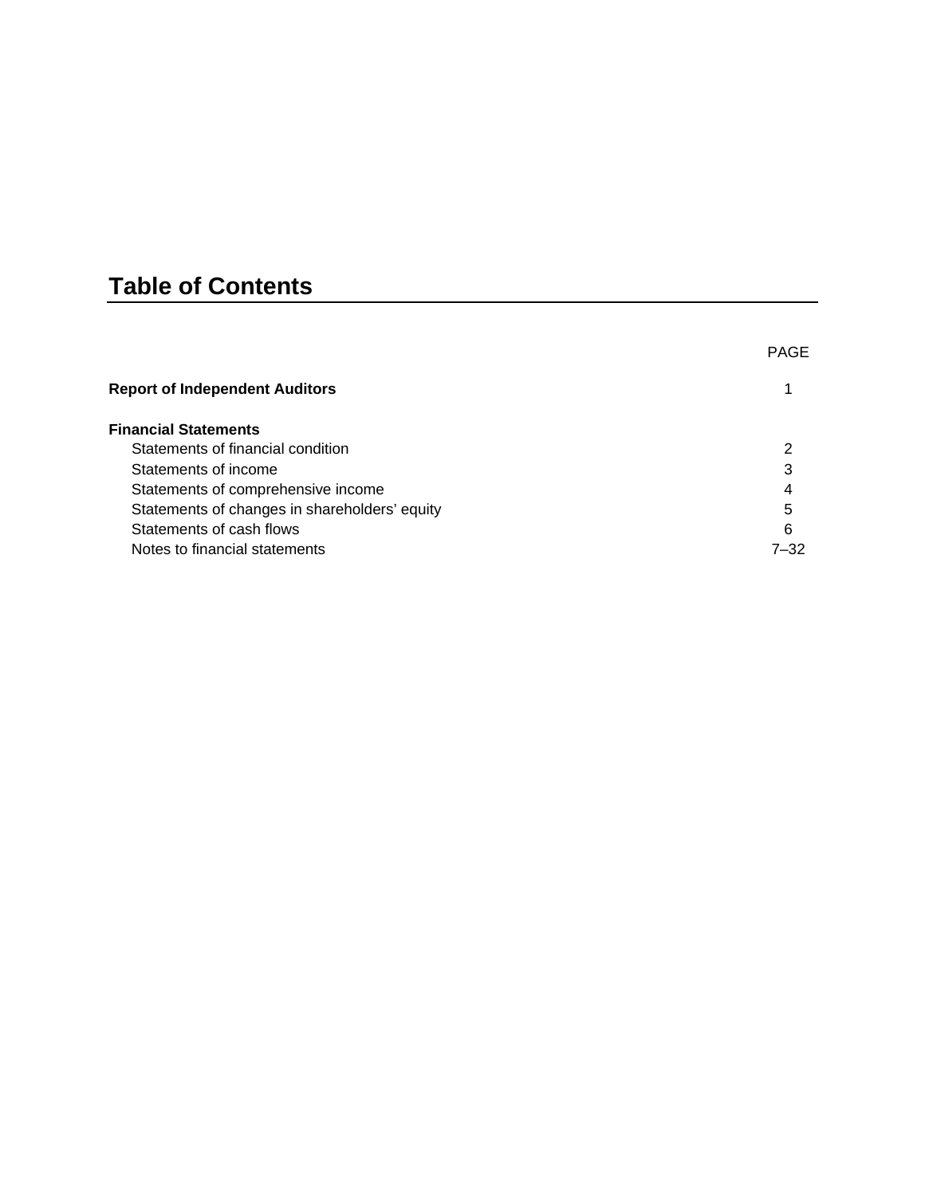# Table of Contents

| | PAGE |
|---|---|
| **Report of Independent Auditors** | 1 |
| | |
| **Financial Statements** | |
| Statements of financial condition | 2 |
| Statements of income | 3 |
| Statements of comprehensive income | 4 |
| Statements of changes in shareholders' equity | 5 |
| Statements of cash flows | 6 |
| Notes to financial statements | 7–32 |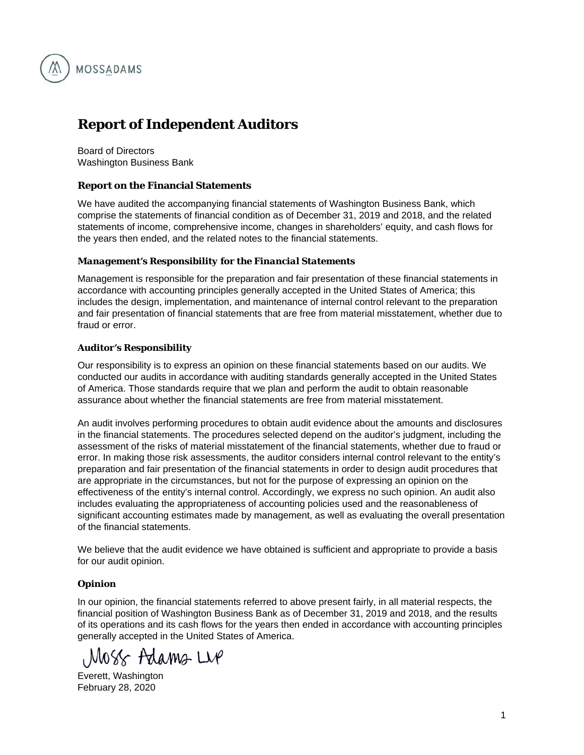MOSSADAMS

# Report of Independent Auditors

Board of Directors
Washington Business Bank

### Report on the Financial Statements

We have audited the accompanying financial statements of Washington Business Bank, which comprise the statements of financial condition as of December 31, 2019 and 2018, and the related statements of income, comprehensive income, changes in shareholders' equity, and cash flows for the years then ended, and the related notes to the financial statements.

#### *Management's Responsibility for the Financial Statements*

Management is responsible for the preparation and fair presentation of these financial statements in accordance with accounting principles generally accepted in the United States of America; this includes the design, implementation, and maintenance of internal control relevant to the preparation and fair presentation of financial statements that are free from material misstatement, whether due to fraud or error.

#### Auditor's Responsibility

Our responsibility is to express an opinion on these financial statements based on our audits. We conducted our audits in accordance with auditing standards generally accepted in the United States of America. Those standards require that we plan and perform the audit to obtain reasonable assurance about whether the financial statements are free from material misstatement.

An audit involves performing procedures to obtain audit evidence about the amounts and disclosures in the financial statements. The procedures selected depend on the auditor's judgment, including the assessment of the risks of material misstatement of the financial statements, whether due to fraud or error. In making those risk assessments, the auditor considers internal control relevant to the entity's preparation and fair presentation of the financial statements in order to design audit procedures that are appropriate in the circumstances, but not for the purpose of expressing an opinion on the effectiveness of the entity's internal control. Accordingly, we express no such opinion. An audit also includes evaluating the appropriateness of accounting policies used and the reasonableness of significant accounting estimates made by management, as well as evaluating the overall presentation of the financial statements.

We believe that the audit evidence we have obtained is sufficient and appropriate to provide a basis for our audit opinion.

#### Opinion

In our opinion, the financial statements referred to above present fairly, in all material respects, the financial position of Washington Business Bank as of December 31, 2019 and 2018, and the results of its operations and its cash flows for the years then ended in accordance with accounting principles generally accepted in the United States of America.

Moss Adams LLP

Everett, Washington
February 28, 2020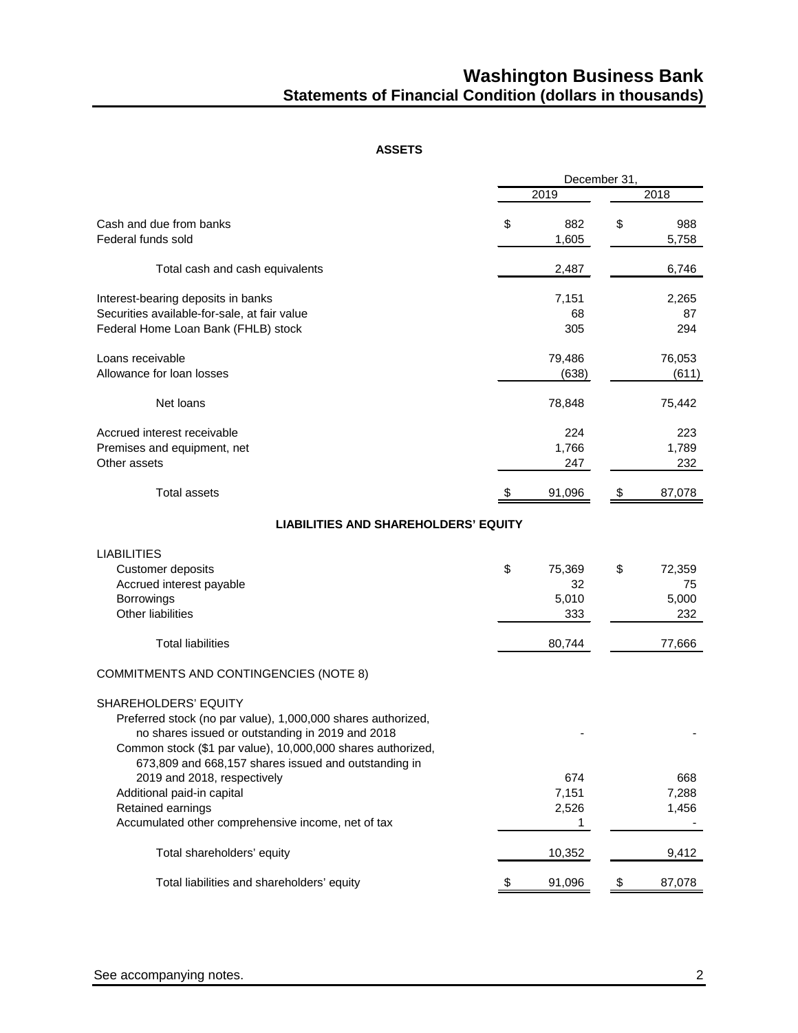# Washington Business Bank
## Statements of Financial Condition (dollars in thousands)

**ASSETS**

| | December 31, 2019 | December 31, 2018 |
|---|---|---|
| Cash and due from banks | $ 882 | $ 988 |
| Federal funds sold | 1,605 | 5,758 |
| Total cash and cash equivalents | 2,487 | 6,746 |
| Interest-bearing deposits in banks | 7,151 | 2,265 |
| Securities available-for-sale, at fair value | 68 | 87 |
| Federal Home Loan Bank (FHLB) stock | 305 | 294 |
| Loans receivable | 79,486 | 76,053 |
| Allowance for loan losses | (638) | (611) |
| Net loans | 78,848 | 75,442 |
| Accrued interest receivable | 224 | 223 |
| Premises and equipment, net | 1,766 | 1,789 |
| Other assets | 247 | 232 |
| Total assets | $ 91,096 | $ 87,078 |

**LIABILITIES AND SHAREHOLDERS' EQUITY**

| | December 31, 2019 | December 31, 2018 |
|---|---|---|
| LIABILITIES | | |
| Customer deposits | $ 75,369 | $ 72,359 |
| Accrued interest payable | 32 | 75 |
| Borrowings | 5,010 | 5,000 |
| Other liabilities | 333 | 232 |
| Total liabilities | 80,744 | 77,666 |
| COMMITMENTS AND CONTINGENCIES (NOTE 8) | | |
| SHAREHOLDERS' EQUITY | | |
| Preferred stock (no par value), 1,000,000 shares authorized, no shares issued or outstanding in 2019 and 2018 | - | - |
| Common stock ($1 par value), 10,000,000 shares authorized, 673,809 and 668,157 shares issued and outstanding in 2019 and 2018, respectively | 674 | 668 |
| Additional paid-in capital | 7,151 | 7,288 |
| Retained earnings | 2,526 | 1,456 |
| Accumulated other comprehensive income, net of tax | 1 | - |
| Total shareholders' equity | 10,352 | 9,412 |
| Total liabilities and shareholders' equity | $ 91,096 | $ 87,078 |

See accompanying notes.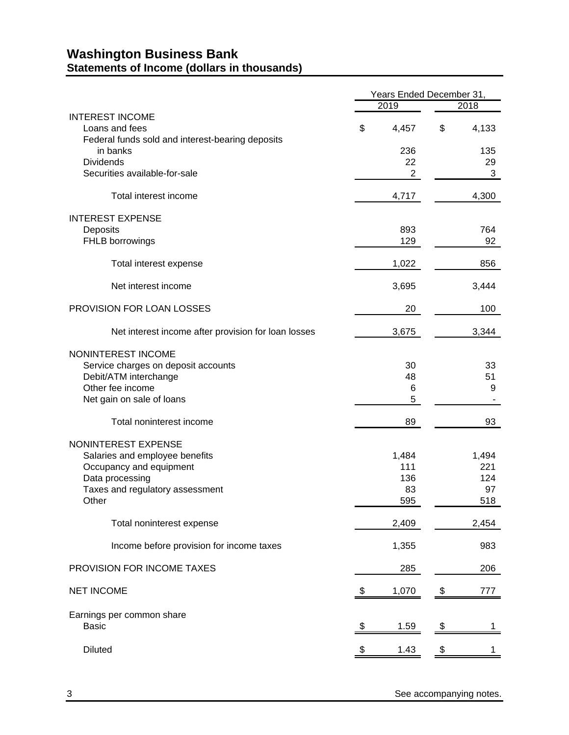# Washington Business Bank
## Statements of Income (dollars in thousands)

| | Years Ended December 31, | |
|---|---|---|
| | 2019 | 2018 |
| **INTEREST INCOME** | | |
| Loans and fees | $ 4,457 | $ 4,133 |
| Federal funds sold and interest-bearing deposits in banks | 236 | 135 |
| Dividends | 22 | 29 |
| Securities available-for-sale | 2 | 3 |
| Total interest income | 4,717 | 4,300 |
| **INTEREST EXPENSE** | | |
| Deposits | 893 | 764 |
| FHLB borrowings | 129 | 92 |
| Total interest expense | 1,022 | 856 |
| Net interest income | 3,695 | 3,444 |
| PROVISION FOR LOAN LOSSES | 20 | 100 |
| Net interest income after provision for loan losses | 3,675 | 3,344 |
| **NONINTEREST INCOME** | | |
| Service charges on deposit accounts | 30 | 33 |
| Debit/ATM interchange | 48 | 51 |
| Other fee income | 6 | 9 |
| Net gain on sale of loans | 5 | - |
| Total noninterest income | 89 | 93 |
| **NONINTEREST EXPENSE** | | |
| Salaries and employee benefits | 1,484 | 1,494 |
| Occupancy and equipment | 111 | 221 |
| Data processing | 136 | 124 |
| Taxes and regulatory assessment | 83 | 97 |
| Other | 595 | 518 |
| Total noninterest expense | 2,409 | 2,454 |
| Income before provision for income taxes | 1,355 | 983 |
| PROVISION FOR INCOME TAXES | 285 | 206 |
| NET INCOME | $ 1,070 | $ 777 |
| Earnings per common share | | |
| Basic | $ 1.59 | $ 1 |
| Diluted | $ 1.43 | $ 1 |

See accompanying notes.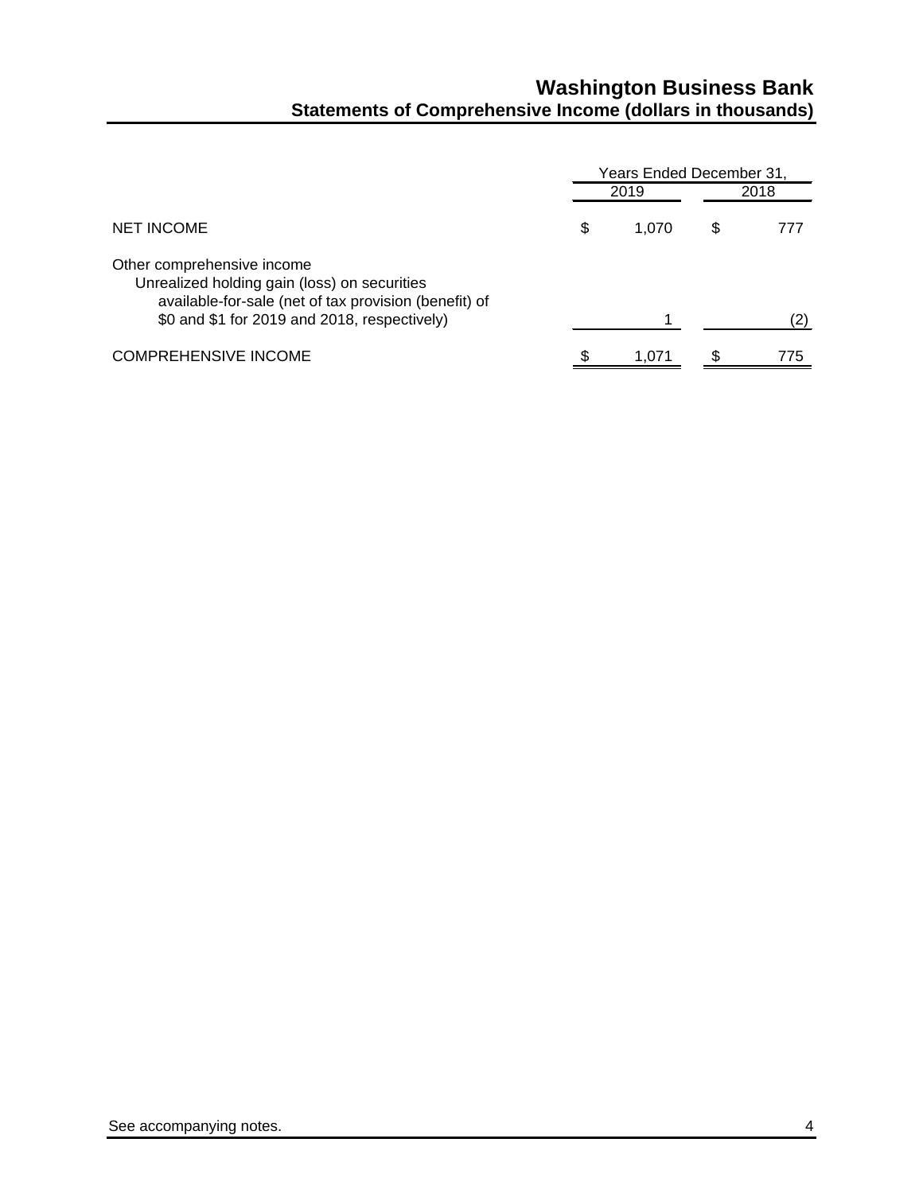# Washington Business Bank

## Statements of Comprehensive Income (dollars in thousands)

| | Years Ended December 31, | |
|---|---|---|
| | 2019 | 2018 |
| NET INCOME | $ 1,070 | $ 777 |
| Other comprehensive income | | |
| Unrealized holding gain (loss) on securities available-for-sale (net of tax provision (benefit) of $0 and $1 for 2019 and 2018, respectively) | 1 | (2) |
| COMPREHENSIVE INCOME | $ 1,071 | $ 775 |

See accompanying notes.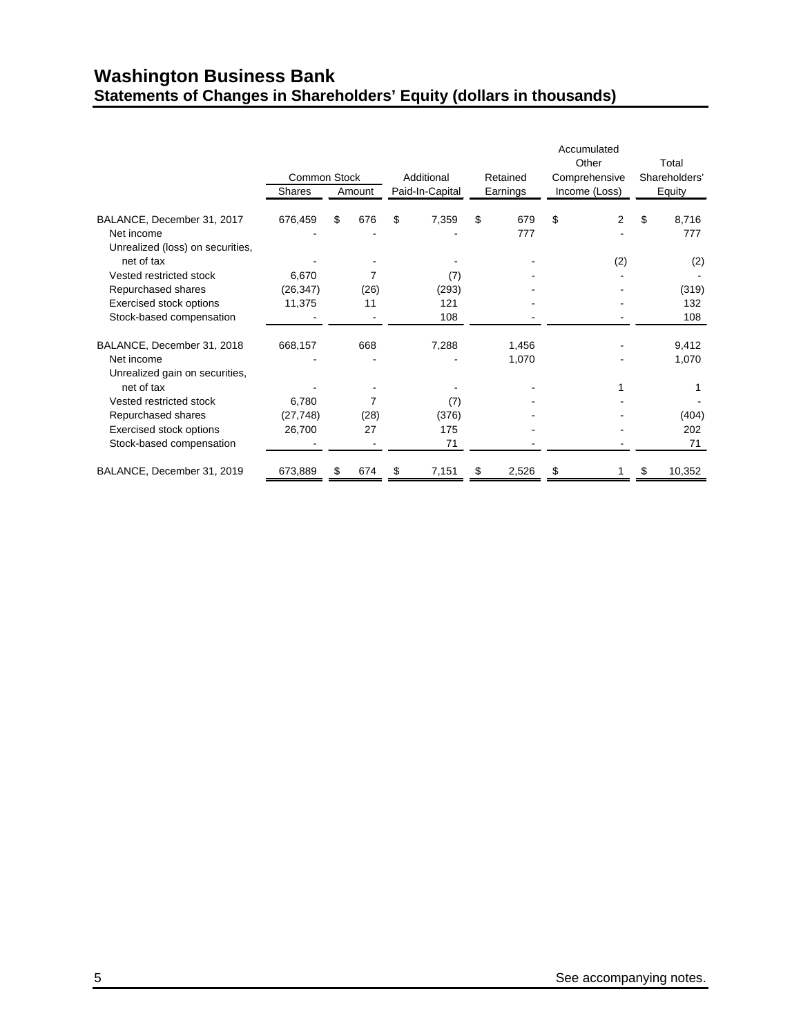# Washington Business Bank
## Statements of Changes in Shareholders' Equity (dollars in thousands)

| | Common Stock | | Additional | Retained | Accumulated Other Comprehensive | Total Shareholders' |
|---|---|---|---|---|---|---|
| | Shares | Amount | Paid-In-Capital | Earnings | Income (Loss) | Equity |
| BALANCE, December 31, 2017 | 676,459 | $ 676 | $ 7,359 | $ 679 | $ 2 | $ 8,716 |
| Net income | - | - | - | 777 | - | 777 |
| Unrealized (loss) on securities, net of tax | - | - | - | - | (2) | (2) |
| Vested restricted stock | 6,670 | 7 | (7) | - | - | - |
| Repurchased shares | (26,347) | (26) | (293) | - | - | (319) |
| Exercised stock options | 11,375 | 11 | 121 | - | - | 132 |
| Stock-based compensation | - | - | 108 | - | - | 108 |
| BALANCE, December 31, 2018 | 668,157 | 668 | 7,288 | 1,456 | - | 9,412 |
| Net income | - | - | - | 1,070 | - | 1,070 |
| Unrealized gain on securities, net of tax | - | - | - | - | 1 | 1 |
| Vested restricted stock | 6,780 | 7 | (7) | - | - | - |
| Repurchased shares | (27,748) | (28) | (376) | - | - | (404) |
| Exercised stock options | 26,700 | 27 | 175 | - | - | 202 |
| Stock-based compensation | - | - | 71 | - | - | 71 |
| BALANCE, December 31, 2019 | 673,889 | $ 674 | $ 7,151 | $ 2,526 | $ 1 | $ 10,352 |

See accompanying notes.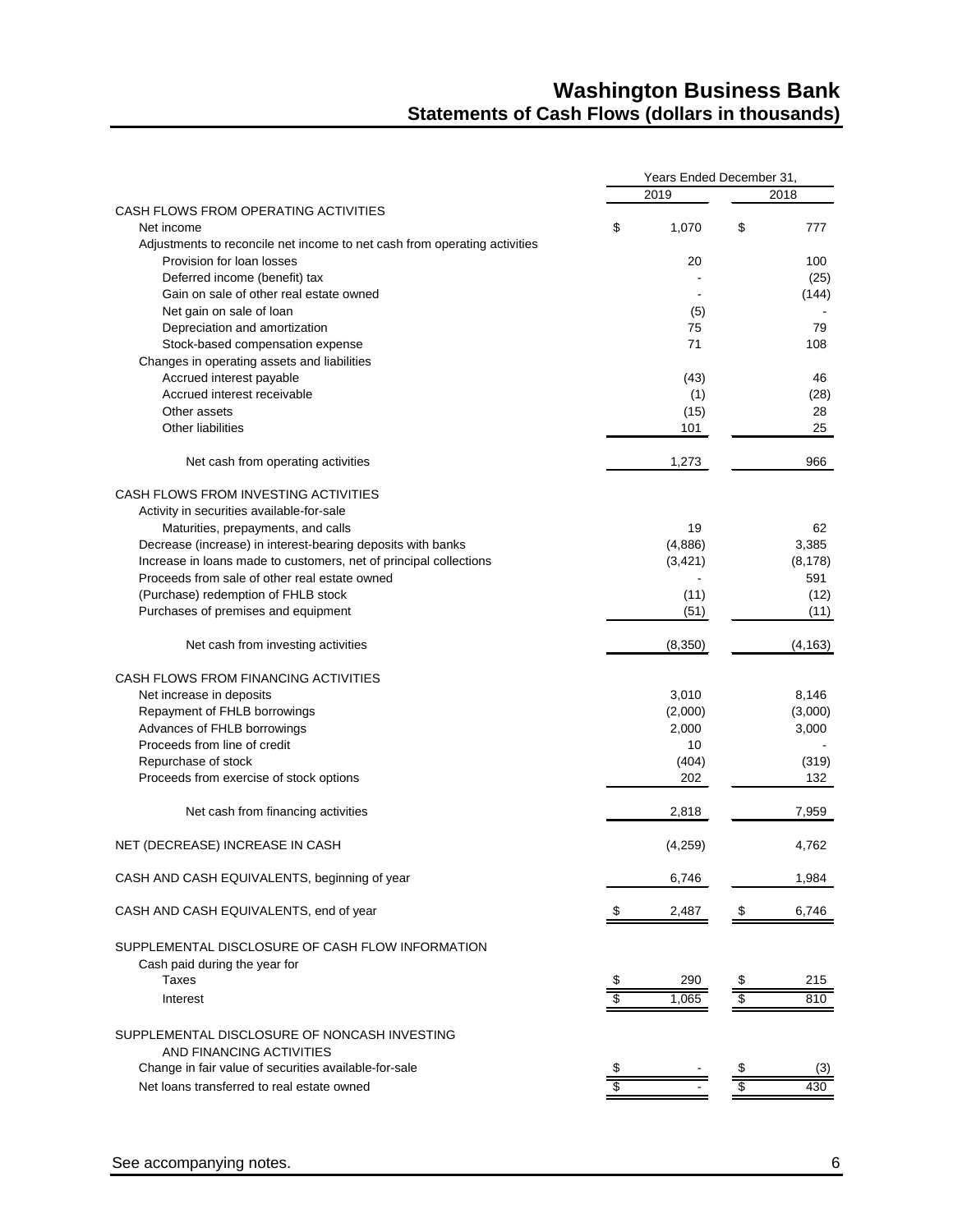# Washington Business Bank
## Statements of Cash Flows (dollars in thousands)

| | Years Ended December 31, | |
|---|---|---|
| | 2019 | 2018 |
| **CASH FLOWS FROM OPERATING ACTIVITIES** | | |
| Net income | $ 1,070 | $ 777 |
| Adjustments to reconcile net income to net cash from operating activities | | |
| Provision for loan losses | 20 | 100 |
| Deferred income (benefit) tax | - | (25) |
| Gain on sale of other real estate owned | - | (144) |
| Net gain on sale of loan | (5) | - |
| Depreciation and amortization | 75 | 79 |
| Stock-based compensation expense | 71 | 108 |
| Changes in operating assets and liabilities | | |
| Accrued interest payable | (43) | 46 |
| Accrued interest receivable | (1) | (28) |
| Other assets | (15) | 28 |
| Other liabilities | 101 | 25 |
| Net cash from operating activities | 1,273 | 966 |
| **CASH FLOWS FROM INVESTING ACTIVITIES** | | |
| Activity in securities available-for-sale | | |
| Maturities, prepayments, and calls | 19 | 62 |
| Decrease (increase) in interest-bearing deposits with banks | (4,886) | 3,385 |
| Increase in loans made to customers, net of principal collections | (3,421) | (8,178) |
| Proceeds from sale of other real estate owned | - | 591 |
| (Purchase) redemption of FHLB stock | (11) | (12) |
| Purchases of premises and equipment | (51) | (11) |
| Net cash from investing activities | (8,350) | (4,163) |
| **CASH FLOWS FROM FINANCING ACTIVITIES** | | |
| Net increase in deposits | 3,010 | 8,146 |
| Repayment of FHLB borrowings | (2,000) | (3,000) |
| Advances of FHLB borrowings | 2,000 | 3,000 |
| Proceeds from line of credit | 10 | - |
| Repurchase of stock | (404) | (319) |
| Proceeds from exercise of stock options | 202 | 132 |
| Net cash from financing activities | 2,818 | 7,959 |
| NET (DECREASE) INCREASE IN CASH | (4,259) | 4,762 |
| CASH AND CASH EQUIVALENTS, beginning of year | 6,746 | 1,984 |
| CASH AND CASH EQUIVALENTS, end of year | $ 2,487 | $ 6,746 |
| **SUPPLEMENTAL DISCLOSURE OF CASH FLOW INFORMATION** | | |
| Cash paid during the year for | | |
| Taxes | $ 290 | $ 215 |
| Interest | $ 1,065 | $ 810 |
| **SUPPLEMENTAL DISCLOSURE OF NONCASH INVESTING AND FINANCING ACTIVITIES** | | |
| Change in fair value of securities available-for-sale | $ - | $ (3) |
| Net loans transferred to real estate owned | $ - | $ 430 |

See accompanying notes.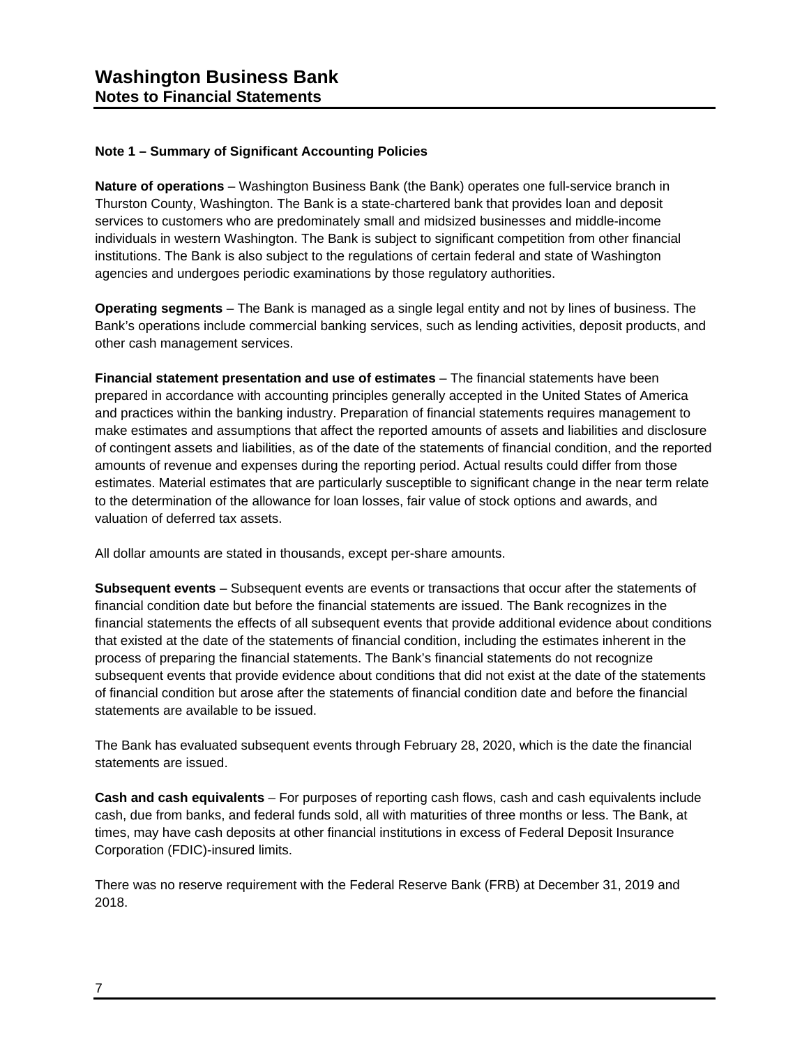# Washington Business Bank
## Notes to Financial Statements

### Note 1 – Summary of Significant Accounting Policies

**Nature of operations** – Washington Business Bank (the Bank) operates one full-service branch in Thurston County, Washington. The Bank is a state-chartered bank that provides loan and deposit services to customers who are predominately small and midsized businesses and middle-income individuals in western Washington. The Bank is subject to significant competition from other financial institutions. The Bank is also subject to the regulations of certain federal and state of Washington agencies and undergoes periodic examinations by those regulatory authorities.

**Operating segments** – The Bank is managed as a single legal entity and not by lines of business. The Bank's operations include commercial banking services, such as lending activities, deposit products, and other cash management services.

**Financial statement presentation and use of estimates** – The financial statements have been prepared in accordance with accounting principles generally accepted in the United States of America and practices within the banking industry. Preparation of financial statements requires management to make estimates and assumptions that affect the reported amounts of assets and liabilities and disclosure of contingent assets and liabilities, as of the date of the statements of financial condition, and the reported amounts of revenue and expenses during the reporting period. Actual results could differ from those estimates. Material estimates that are particularly susceptible to significant change in the near term relate to the determination of the allowance for loan losses, fair value of stock options and awards, and valuation of deferred tax assets.

All dollar amounts are stated in thousands, except per-share amounts.

**Subsequent events** – Subsequent events are events or transactions that occur after the statements of financial condition date but before the financial statements are issued. The Bank recognizes in the financial statements the effects of all subsequent events that provide additional evidence about conditions that existed at the date of the statements of financial condition, including the estimates inherent in the process of preparing the financial statements. The Bank's financial statements do not recognize subsequent events that provide evidence about conditions that did not exist at the date of the statements of financial condition but arose after the statements of financial condition date and before the financial statements are available to be issued.

The Bank has evaluated subsequent events through February 28, 2020, which is the date the financial statements are issued.

**Cash and cash equivalents** – For purposes of reporting cash flows, cash and cash equivalents include cash, due from banks, and federal funds sold, all with maturities of three months or less. The Bank, at times, may have cash deposits at other financial institutions in excess of Federal Deposit Insurance Corporation (FDIC)-insured limits.

There was no reserve requirement with the Federal Reserve Bank (FRB) at December 31, 2019 and 2018.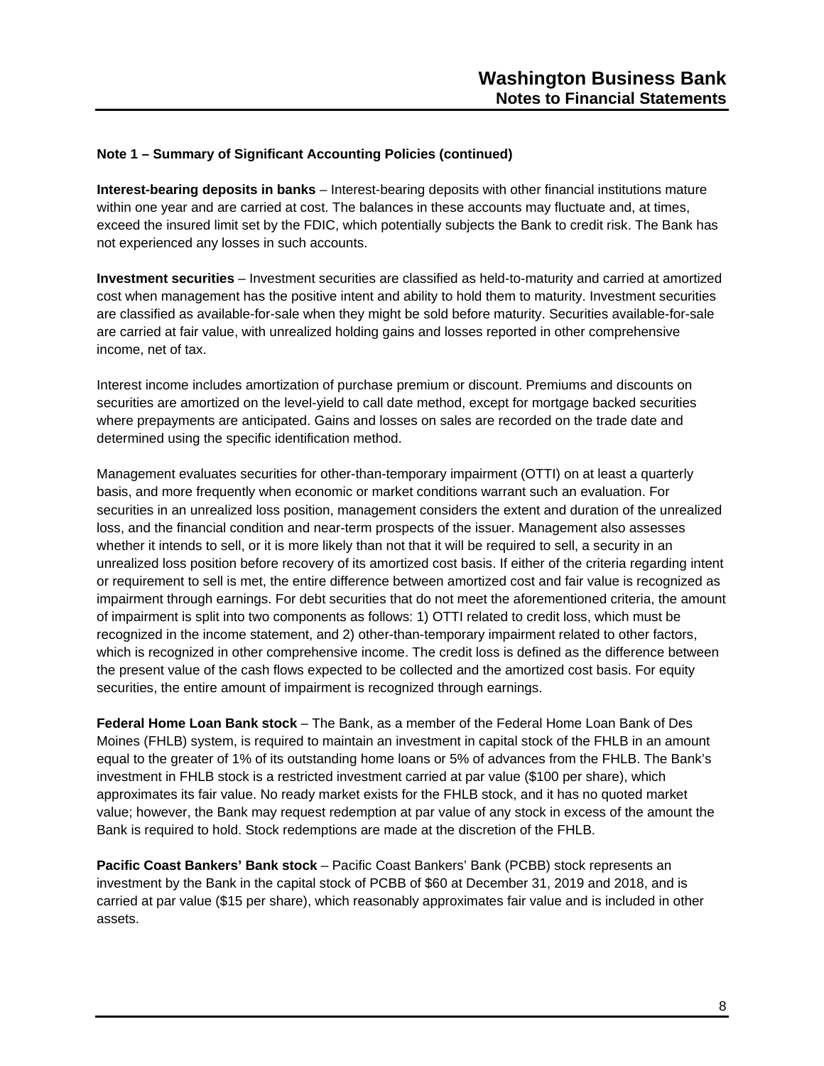### Note 1 – Summary of Significant Accounting Policies (continued)

**Interest-bearing deposits in banks** – Interest-bearing deposits with other financial institutions mature within one year and are carried at cost. The balances in these accounts may fluctuate and, at times, exceed the insured limit set by the FDIC, which potentially subjects the Bank to credit risk. The Bank has not experienced any losses in such accounts.

**Investment securities** – Investment securities are classified as held-to-maturity and carried at amortized cost when management has the positive intent and ability to hold them to maturity. Investment securities are classified as available-for-sale when they might be sold before maturity. Securities available-for-sale are carried at fair value, with unrealized holding gains and losses reported in other comprehensive income, net of tax.

Interest income includes amortization of purchase premium or discount. Premiums and discounts on securities are amortized on the level-yield to call date method, except for mortgage backed securities where prepayments are anticipated. Gains and losses on sales are recorded on the trade date and determined using the specific identification method.

Management evaluates securities for other-than-temporary impairment (OTTI) on at least a quarterly basis, and more frequently when economic or market conditions warrant such an evaluation. For securities in an unrealized loss position, management considers the extent and duration of the unrealized loss, and the financial condition and near-term prospects of the issuer. Management also assesses whether it intends to sell, or it is more likely than not that it will be required to sell, a security in an unrealized loss position before recovery of its amortized cost basis. If either of the criteria regarding intent or requirement to sell is met, the entire difference between amortized cost and fair value is recognized as impairment through earnings. For debt securities that do not meet the aforementioned criteria, the amount of impairment is split into two components as follows: 1) OTTI related to credit loss, which must be recognized in the income statement, and 2) other-than-temporary impairment related to other factors, which is recognized in other comprehensive income. The credit loss is defined as the difference between the present value of the cash flows expected to be collected and the amortized cost basis. For equity securities, the entire amount of impairment is recognized through earnings.

**Federal Home Loan Bank stock** – The Bank, as a member of the Federal Home Loan Bank of Des Moines (FHLB) system, is required to maintain an investment in capital stock of the FHLB in an amount equal to the greater of 1% of its outstanding home loans or 5% of advances from the FHLB. The Bank's investment in FHLB stock is a restricted investment carried at par value ($100 per share), which approximates its fair value. No ready market exists for the FHLB stock, and it has no quoted market value; however, the Bank may request redemption at par value of any stock in excess of the amount the Bank is required to hold. Stock redemptions are made at the discretion of the FHLB.

**Pacific Coast Bankers' Bank stock** – Pacific Coast Bankers' Bank (PCBB) stock represents an investment by the Bank in the capital stock of PCBB of $60 at December 31, 2019 and 2018, and is carried at par value ($15 per share), which reasonably approximates fair value and is included in other assets.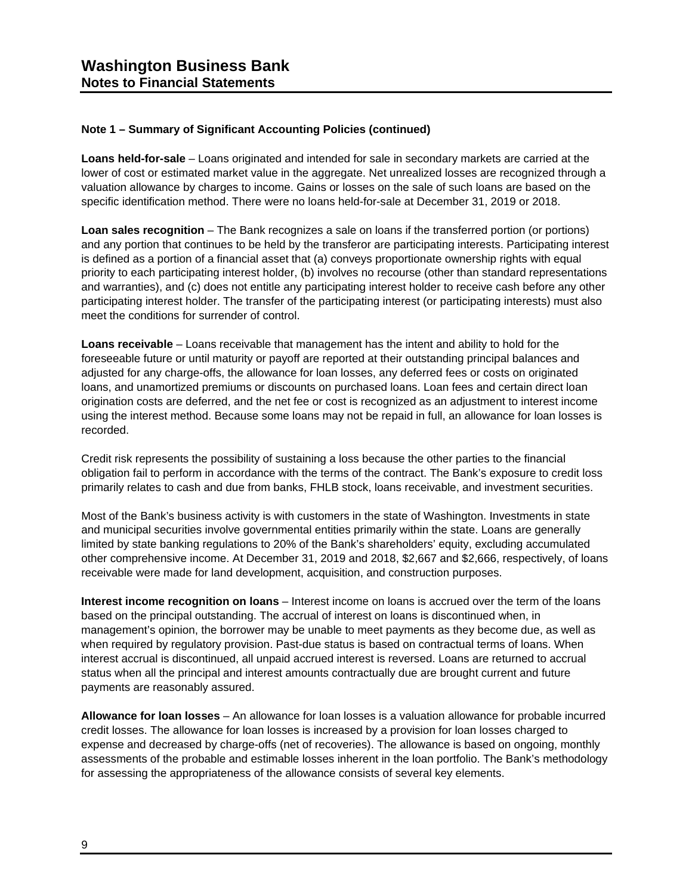**Note 1 – Summary of Significant Accounting Policies (continued)**

**Loans held-for-sale** – Loans originated and intended for sale in secondary markets are carried at the lower of cost or estimated market value in the aggregate. Net unrealized losses are recognized through a valuation allowance by charges to income. Gains or losses on the sale of such loans are based on the specific identification method. There were no loans held-for-sale at December 31, 2019 or 2018.

**Loan sales recognition** – The Bank recognizes a sale on loans if the transferred portion (or portions) and any portion that continues to be held by the transferor are participating interests. Participating interest is defined as a portion of a financial asset that (a) conveys proportionate ownership rights with equal priority to each participating interest holder, (b) involves no recourse (other than standard representations and warranties), and (c) does not entitle any participating interest holder to receive cash before any other participating interest holder. The transfer of the participating interest (or participating interests) must also meet the conditions for surrender of control.

**Loans receivable** – Loans receivable that management has the intent and ability to hold for the foreseeable future or until maturity or payoff are reported at their outstanding principal balances and adjusted for any charge-offs, the allowance for loan losses, any deferred fees or costs on originated loans, and unamortized premiums or discounts on purchased loans. Loan fees and certain direct loan origination costs are deferred, and the net fee or cost is recognized as an adjustment to interest income using the interest method. Because some loans may not be repaid in full, an allowance for loan losses is recorded.

Credit risk represents the possibility of sustaining a loss because the other parties to the financial obligation fail to perform in accordance with the terms of the contract. The Bank's exposure to credit loss primarily relates to cash and due from banks, FHLB stock, loans receivable, and investment securities.

Most of the Bank's business activity is with customers in the state of Washington. Investments in state and municipal securities involve governmental entities primarily within the state. Loans are generally limited by state banking regulations to 20% of the Bank's shareholders' equity, excluding accumulated other comprehensive income. At December 31, 2019 and 2018, $2,667 and $2,666, respectively, of loans receivable were made for land development, acquisition, and construction purposes.

**Interest income recognition on loans** – Interest income on loans is accrued over the term of the loans based on the principal outstanding. The accrual of interest on loans is discontinued when, in management's opinion, the borrower may be unable to meet payments as they become due, as well as when required by regulatory provision. Past-due status is based on contractual terms of loans. When interest accrual is discontinued, all unpaid accrued interest is reversed. Loans are returned to accrual status when all the principal and interest amounts contractually due are brought current and future payments are reasonably assured.

**Allowance for loan losses** – An allowance for loan losses is a valuation allowance for probable incurred credit losses. The allowance for loan losses is increased by a provision for loan losses charged to expense and decreased by charge-offs (net of recoveries). The allowance is based on ongoing, monthly assessments of the probable and estimable losses inherent in the loan portfolio. The Bank's methodology for assessing the appropriateness of the allowance consists of several key elements.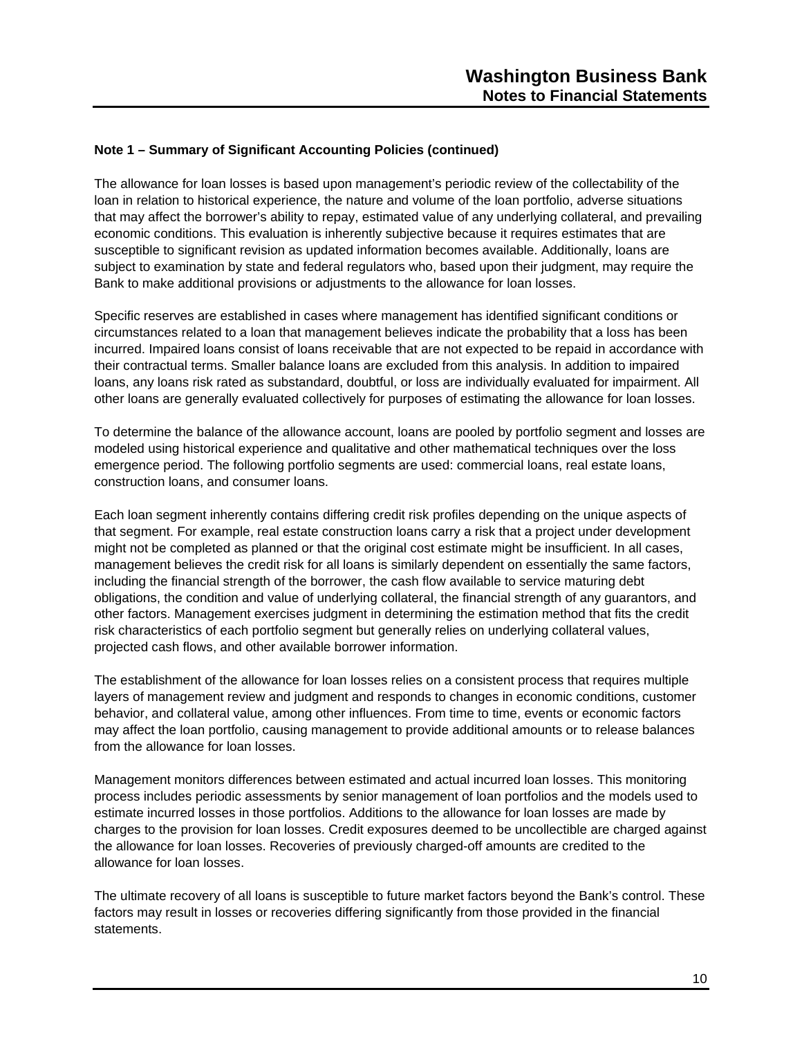### Note 1 – Summary of Significant Accounting Policies (continued)

The allowance for loan losses is based upon management's periodic review of the collectability of the loan in relation to historical experience, the nature and volume of the loan portfolio, adverse situations that may affect the borrower's ability to repay, estimated value of any underlying collateral, and prevailing economic conditions. This evaluation is inherently subjective because it requires estimates that are susceptible to significant revision as updated information becomes available. Additionally, loans are subject to examination by state and federal regulators who, based upon their judgment, may require the Bank to make additional provisions or adjustments to the allowance for loan losses.

Specific reserves are established in cases where management has identified significant conditions or circumstances related to a loan that management believes indicate the probability that a loss has been incurred. Impaired loans consist of loans receivable that are not expected to be repaid in accordance with their contractual terms. Smaller balance loans are excluded from this analysis. In addition to impaired loans, any loans risk rated as substandard, doubtful, or loss are individually evaluated for impairment. All other loans are generally evaluated collectively for purposes of estimating the allowance for loan losses.

To determine the balance of the allowance account, loans are pooled by portfolio segment and losses are modeled using historical experience and qualitative and other mathematical techniques over the loss emergence period. The following portfolio segments are used: commercial loans, real estate loans, construction loans, and consumer loans.

Each loan segment inherently contains differing credit risk profiles depending on the unique aspects of that segment. For example, real estate construction loans carry a risk that a project under development might not be completed as planned or that the original cost estimate might be insufficient. In all cases, management believes the credit risk for all loans is similarly dependent on essentially the same factors, including the financial strength of the borrower, the cash flow available to service maturing debt obligations, the condition and value of underlying collateral, the financial strength of any guarantors, and other factors. Management exercises judgment in determining the estimation method that fits the credit risk characteristics of each portfolio segment but generally relies on underlying collateral values, projected cash flows, and other available borrower information.

The establishment of the allowance for loan losses relies on a consistent process that requires multiple layers of management review and judgment and responds to changes in economic conditions, customer behavior, and collateral value, among other influences. From time to time, events or economic factors may affect the loan portfolio, causing management to provide additional amounts or to release balances from the allowance for loan losses.

Management monitors differences between estimated and actual incurred loan losses. This monitoring process includes periodic assessments by senior management of loan portfolios and the models used to estimate incurred losses in those portfolios. Additions to the allowance for loan losses are made by charges to the provision for loan losses. Credit exposures deemed to be uncollectible are charged against the allowance for loan losses. Recoveries of previously charged-off amounts are credited to the allowance for loan losses.

The ultimate recovery of all loans is susceptible to future market factors beyond the Bank's control. These factors may result in losses or recoveries differing significantly from those provided in the financial statements.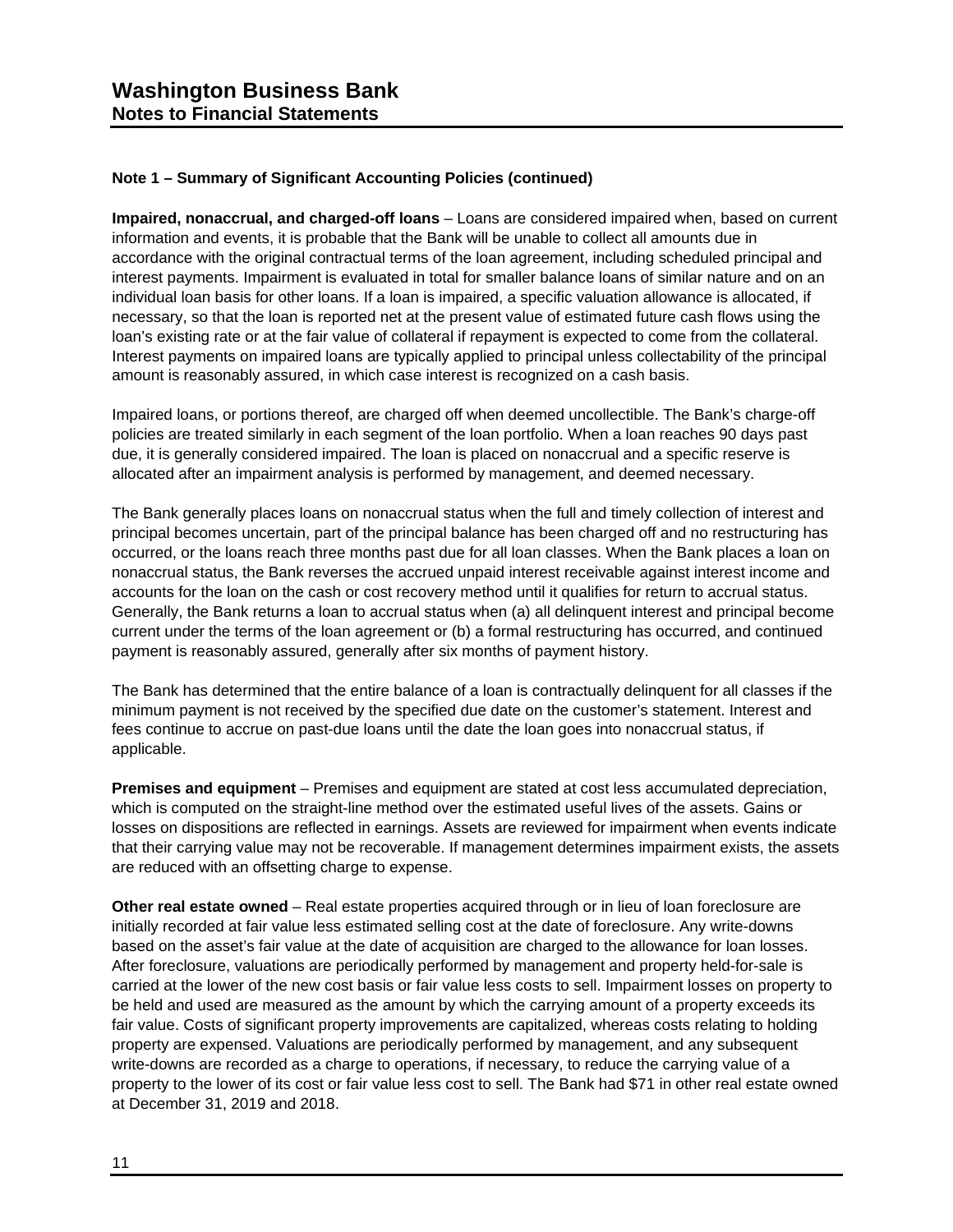## Note 1 – Summary of Significant Accounting Policies (continued)

**Impaired, nonaccrual, and charged-off loans** – Loans are considered impaired when, based on current information and events, it is probable that the Bank will be unable to collect all amounts due in accordance with the original contractual terms of the loan agreement, including scheduled principal and interest payments. Impairment is evaluated in total for smaller balance loans of similar nature and on an individual loan basis for other loans. If a loan is impaired, a specific valuation allowance is allocated, if necessary, so that the loan is reported net at the present value of estimated future cash flows using the loan's existing rate or at the fair value of collateral if repayment is expected to come from the collateral. Interest payments on impaired loans are typically applied to principal unless collectability of the principal amount is reasonably assured, in which case interest is recognized on a cash basis.

Impaired loans, or portions thereof, are charged off when deemed uncollectible. The Bank's charge-off policies are treated similarly in each segment of the loan portfolio. When a loan reaches 90 days past due, it is generally considered impaired. The loan is placed on nonaccrual and a specific reserve is allocated after an impairment analysis is performed by management, and deemed necessary.

The Bank generally places loans on nonaccrual status when the full and timely collection of interest and principal becomes uncertain, part of the principal balance has been charged off and no restructuring has occurred, or the loans reach three months past due for all loan classes. When the Bank places a loan on nonaccrual status, the Bank reverses the accrued unpaid interest receivable against interest income and accounts for the loan on the cash or cost recovery method until it qualifies for return to accrual status. Generally, the Bank returns a loan to accrual status when (a) all delinquent interest and principal become current under the terms of the loan agreement or (b) a formal restructuring has occurred, and continued payment is reasonably assured, generally after six months of payment history.

The Bank has determined that the entire balance of a loan is contractually delinquent for all classes if the minimum payment is not received by the specified due date on the customer's statement. Interest and fees continue to accrue on past-due loans until the date the loan goes into nonaccrual status, if applicable.

**Premises and equipment** – Premises and equipment are stated at cost less accumulated depreciation, which is computed on the straight-line method over the estimated useful lives of the assets. Gains or losses on dispositions are reflected in earnings. Assets are reviewed for impairment when events indicate that their carrying value may not be recoverable. If management determines impairment exists, the assets are reduced with an offsetting charge to expense.

**Other real estate owned** – Real estate properties acquired through or in lieu of loan foreclosure are initially recorded at fair value less estimated selling cost at the date of foreclosure. Any write-downs based on the asset's fair value at the date of acquisition are charged to the allowance for loan losses. After foreclosure, valuations are periodically performed by management and property held-for-sale is carried at the lower of the new cost basis or fair value less costs to sell. Impairment losses on property to be held and used are measured as the amount by which the carrying amount of a property exceeds its fair value. Costs of significant property improvements are capitalized, whereas costs relating to holding property are expensed. Valuations are periodically performed by management, and any subsequent write-downs are recorded as a charge to operations, if necessary, to reduce the carrying value of a property to the lower of its cost or fair value less cost to sell. The Bank had $71 in other real estate owned at December 31, 2019 and 2018.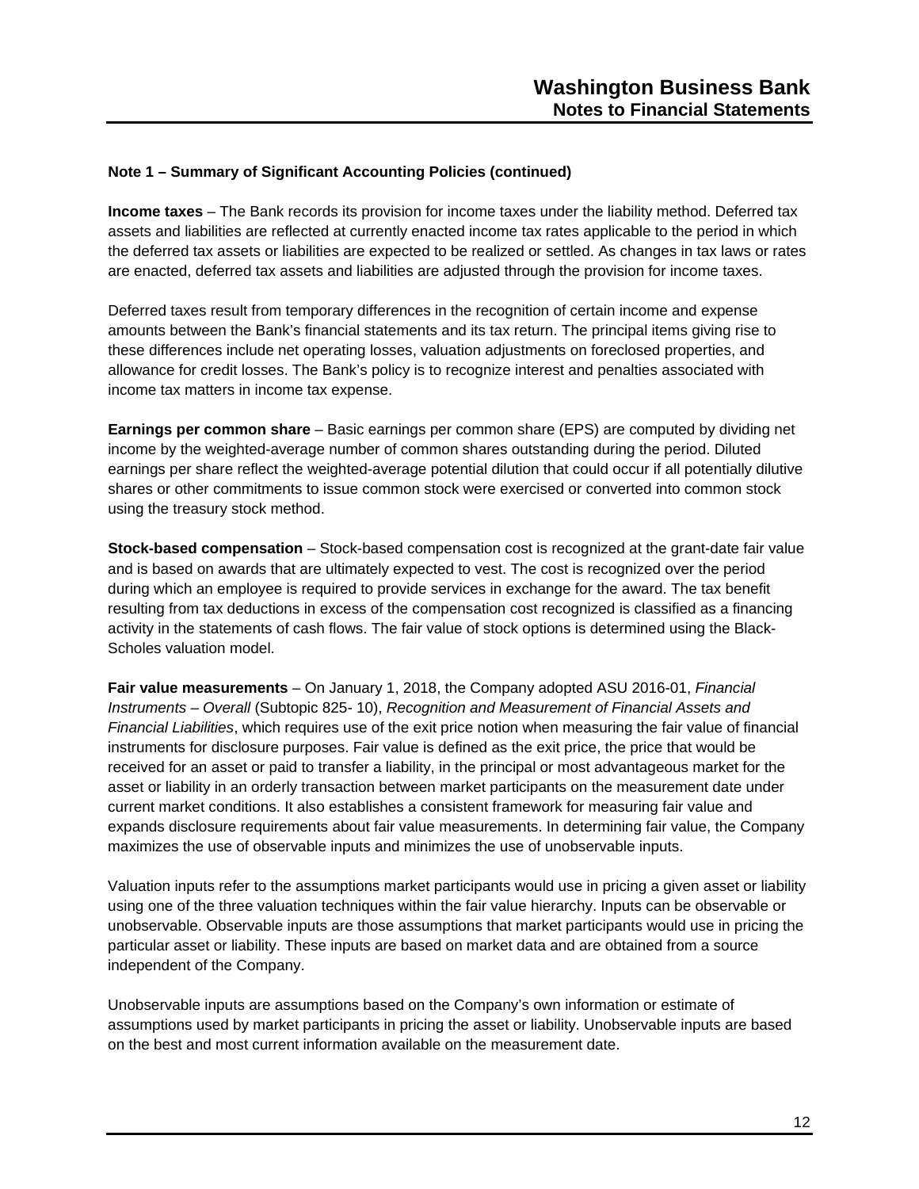### Note 1 – Summary of Significant Accounting Policies (continued)

**Income taxes** – The Bank records its provision for income taxes under the liability method. Deferred tax assets and liabilities are reflected at currently enacted income tax rates applicable to the period in which the deferred tax assets or liabilities are expected to be realized or settled. As changes in tax laws or rates are enacted, deferred tax assets and liabilities are adjusted through the provision for income taxes.

Deferred taxes result from temporary differences in the recognition of certain income and expense amounts between the Bank's financial statements and its tax return. The principal items giving rise to these differences include net operating losses, valuation adjustments on foreclosed properties, and allowance for credit losses. The Bank's policy is to recognize interest and penalties associated with income tax matters in income tax expense.

**Earnings per common share** – Basic earnings per common share (EPS) are computed by dividing net income by the weighted-average number of common shares outstanding during the period. Diluted earnings per share reflect the weighted-average potential dilution that could occur if all potentially dilutive shares or other commitments to issue common stock were exercised or converted into common stock using the treasury stock method.

**Stock-based compensation** – Stock-based compensation cost is recognized at the grant-date fair value and is based on awards that are ultimately expected to vest. The cost is recognized over the period during which an employee is required to provide services in exchange for the award. The tax benefit resulting from tax deductions in excess of the compensation cost recognized is classified as a financing activity in the statements of cash flows. The fair value of stock options is determined using the Black-Scholes valuation model.

**Fair value measurements** – On January 1, 2018, the Company adopted ASU 2016-01, *Financial Instruments – Overall* (Subtopic 825- 10), *Recognition and Measurement of Financial Assets and Financial Liabilities*, which requires use of the exit price notion when measuring the fair value of financial instruments for disclosure purposes. Fair value is defined as the exit price, the price that would be received for an asset or paid to transfer a liability, in the principal or most advantageous market for the asset or liability in an orderly transaction between market participants on the measurement date under current market conditions. It also establishes a consistent framework for measuring fair value and expands disclosure requirements about fair value measurements. In determining fair value, the Company maximizes the use of observable inputs and minimizes the use of unobservable inputs.

Valuation inputs refer to the assumptions market participants would use in pricing a given asset or liability using one of the three valuation techniques within the fair value hierarchy. Inputs can be observable or unobservable. Observable inputs are those assumptions that market participants would use in pricing the particular asset or liability. These inputs are based on market data and are obtained from a source independent of the Company.

Unobservable inputs are assumptions based on the Company's own information or estimate of assumptions used by market participants in pricing the asset or liability. Unobservable inputs are based on the best and most current information available on the measurement date.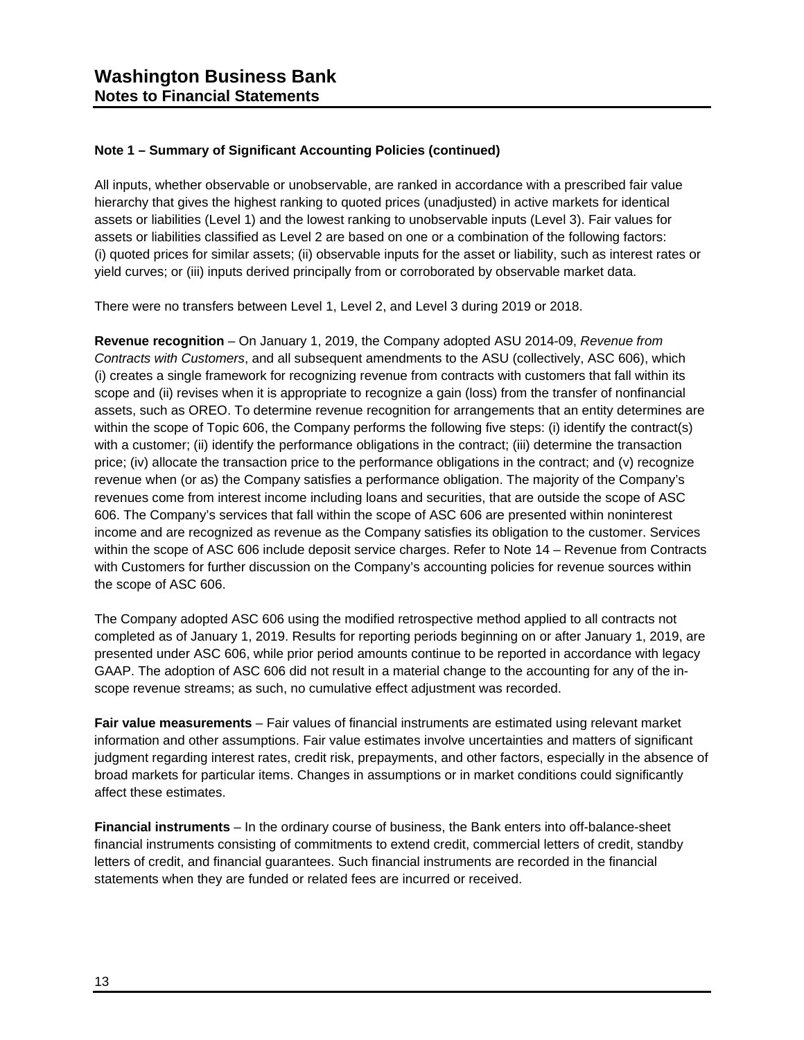## Note 1 – Summary of Significant Accounting Policies (continued)

All inputs, whether observable or unobservable, are ranked in accordance with a prescribed fair value hierarchy that gives the highest ranking to quoted prices (unadjusted) in active markets for identical assets or liabilities (Level 1) and the lowest ranking to unobservable inputs (Level 3). Fair values for assets or liabilities classified as Level 2 are based on one or a combination of the following factors: (i) quoted prices for similar assets; (ii) observable inputs for the asset or liability, such as interest rates or yield curves; or (iii) inputs derived principally from or corroborated by observable market data.

There were no transfers between Level 1, Level 2, and Level 3 during 2019 or 2018.

**Revenue recognition** – On January 1, 2019, the Company adopted ASU 2014-09, *Revenue from Contracts with Customers*, and all subsequent amendments to the ASU (collectively, ASC 606), which (i) creates a single framework for recognizing revenue from contracts with customers that fall within its scope and (ii) revises when it is appropriate to recognize a gain (loss) from the transfer of nonfinancial assets, such as OREO. To determine revenue recognition for arrangements that an entity determines are within the scope of Topic 606, the Company performs the following five steps: (i) identify the contract(s) with a customer; (ii) identify the performance obligations in the contract; (iii) determine the transaction price; (iv) allocate the transaction price to the performance obligations in the contract; and (v) recognize revenue when (or as) the Company satisfies a performance obligation. The majority of the Company's revenues come from interest income including loans and securities, that are outside the scope of ASC 606. The Company's services that fall within the scope of ASC 606 are presented within noninterest income and are recognized as revenue as the Company satisfies its obligation to the customer. Services within the scope of ASC 606 include deposit service charges. Refer to Note 14 – Revenue from Contracts with Customers for further discussion on the Company's accounting policies for revenue sources within the scope of ASC 606.

The Company adopted ASC 606 using the modified retrospective method applied to all contracts not completed as of January 1, 2019. Results for reporting periods beginning on or after January 1, 2019, are presented under ASC 606, while prior period amounts continue to be reported in accordance with legacy GAAP. The adoption of ASC 606 did not result in a material change to the accounting for any of the in-scope revenue streams; as such, no cumulative effect adjustment was recorded.

**Fair value measurements** – Fair values of financial instruments are estimated using relevant market information and other assumptions. Fair value estimates involve uncertainties and matters of significant judgment regarding interest rates, credit risk, prepayments, and other factors, especially in the absence of broad markets for particular items. Changes in assumptions or in market conditions could significantly affect these estimates.

**Financial instruments** – In the ordinary course of business, the Bank enters into off-balance-sheet financial instruments consisting of commitments to extend credit, commercial letters of credit, standby letters of credit, and financial guarantees. Such financial instruments are recorded in the financial statements when they are funded or related fees are incurred or received.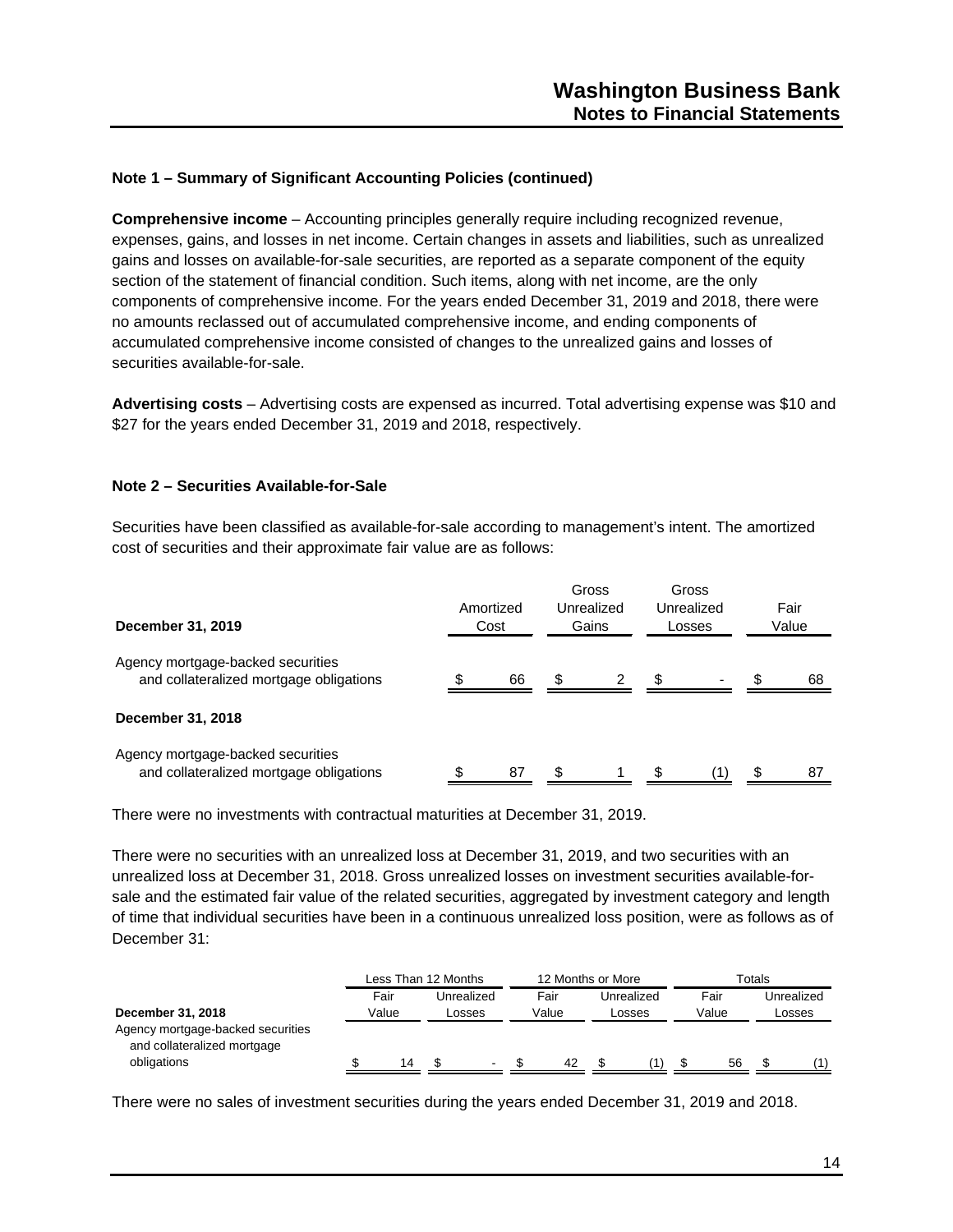### Note 1 – Summary of Significant Accounting Policies (continued)

**Comprehensive income** – Accounting principles generally require including recognized revenue, expenses, gains, and losses in net income. Certain changes in assets and liabilities, such as unrealized gains and losses on available-for-sale securities, are reported as a separate component of the equity section of the statement of financial condition. Such items, along with net income, are the only components of comprehensive income. For the years ended December 31, 2019 and 2018, there were no amounts reclassed out of accumulated comprehensive income, and ending components of accumulated comprehensive income consisted of changes to the unrealized gains and losses of securities available-for-sale.

**Advertising costs** – Advertising costs are expensed as incurred. Total advertising expense was $10 and $27 for the years ended December 31, 2019 and 2018, respectively.

### Note 2 – Securities Available-for-Sale

Securities have been classified as available-for-sale according to management's intent. The amortized cost of securities and their approximate fair value are as follows:

| December 31, 2019 | Amortized Cost | Gross Unrealized Gains | Gross Unrealized Losses | Fair Value |
|---|---|---|---|---|
| Agency mortgage-backed securities and collateralized mortgage obligations | $ 66 | $ 2 | $ - | $ 68 |
| **December 31, 2018** | | | | |
| Agency mortgage-backed securities and collateralized mortgage obligations | $ 87 | $ 1 | $ (1) | $ 87 |

There were no investments with contractual maturities at December 31, 2019.

There were no securities with an unrealized loss at December 31, 2019, and two securities with an unrealized loss at December 31, 2018. Gross unrealized losses on investment securities available-for-sale and the estimated fair value of the related securities, aggregated by investment category and length of time that individual securities have been in a continuous unrealized loss position, were as follows as of December 31:

| | Less Than 12 Months | | 12 Months or More | | Totals | |
|---|---|---|---|---|---|---|
| **December 31, 2018** | Fair Value | Unrealized Losses | Fair Value | Unrealized Losses | Fair Value | Unrealized Losses |
| Agency mortgage-backed securities and collateralized mortgage obligations | $ 14 | $ - | $ 42 | $ (1) | $ 56 | $ (1) |

There were no sales of investment securities during the years ended December 31, 2019 and 2018.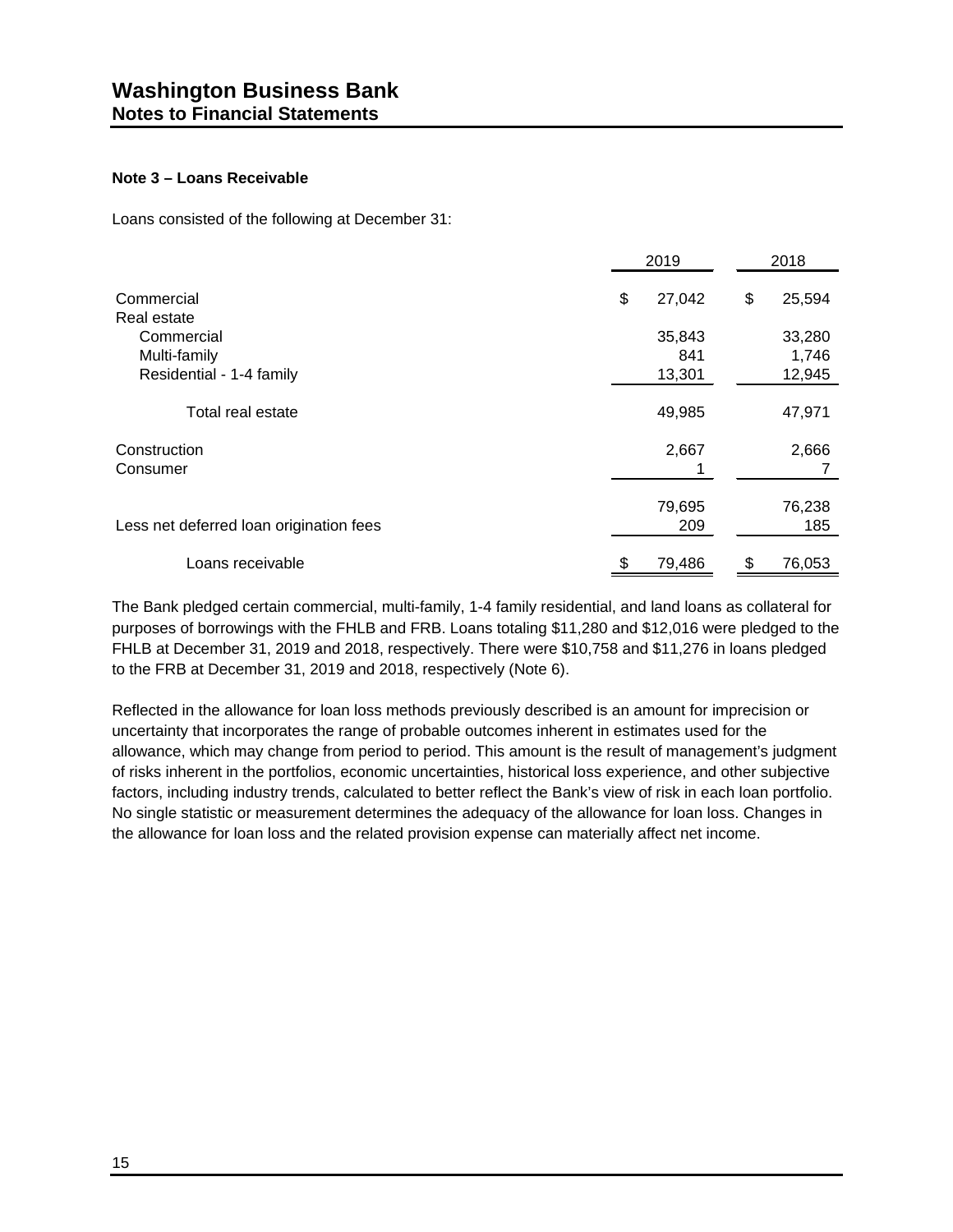## Note 3 – Loans Receivable

Loans consisted of the following at December 31:

| | 2019 | 2018 |
|---|---|---|
| Commercial | $ 27,042 | $ 25,594 |
| Real estate | | |
| Commercial | 35,843 | 33,280 |
| Multi-family | 841 | 1,746 |
| Residential - 1-4 family | 13,301 | 12,945 |
| Total real estate | 49,985 | 47,971 |
| Construction | 2,667 | 2,666 |
| Consumer | 1 | 7 |
| | 79,695 | 76,238 |
| Less net deferred loan origination fees | 209 | 185 |
| Loans receivable | $ 79,486 | $ 76,053 |

The Bank pledged certain commercial, multi-family, 1-4 family residential, and land loans as collateral for purposes of borrowings with the FHLB and FRB. Loans totaling $11,280 and $12,016 were pledged to the FHLB at December 31, 2019 and 2018, respectively. There were $10,758 and $11,276 in loans pledged to the FRB at December 31, 2019 and 2018, respectively (Note 6).

Reflected in the allowance for loan loss methods previously described is an amount for imprecision or uncertainty that incorporates the range of probable outcomes inherent in estimates used for the allowance, which may change from period to period. This amount is the result of management's judgment of risks inherent in the portfolios, economic uncertainties, historical loss experience, and other subjective factors, including industry trends, calculated to better reflect the Bank's view of risk in each loan portfolio. No single statistic or measurement determines the adequacy of the allowance for loan loss. Changes in the allowance for loan loss and the related provision expense can materially affect net income.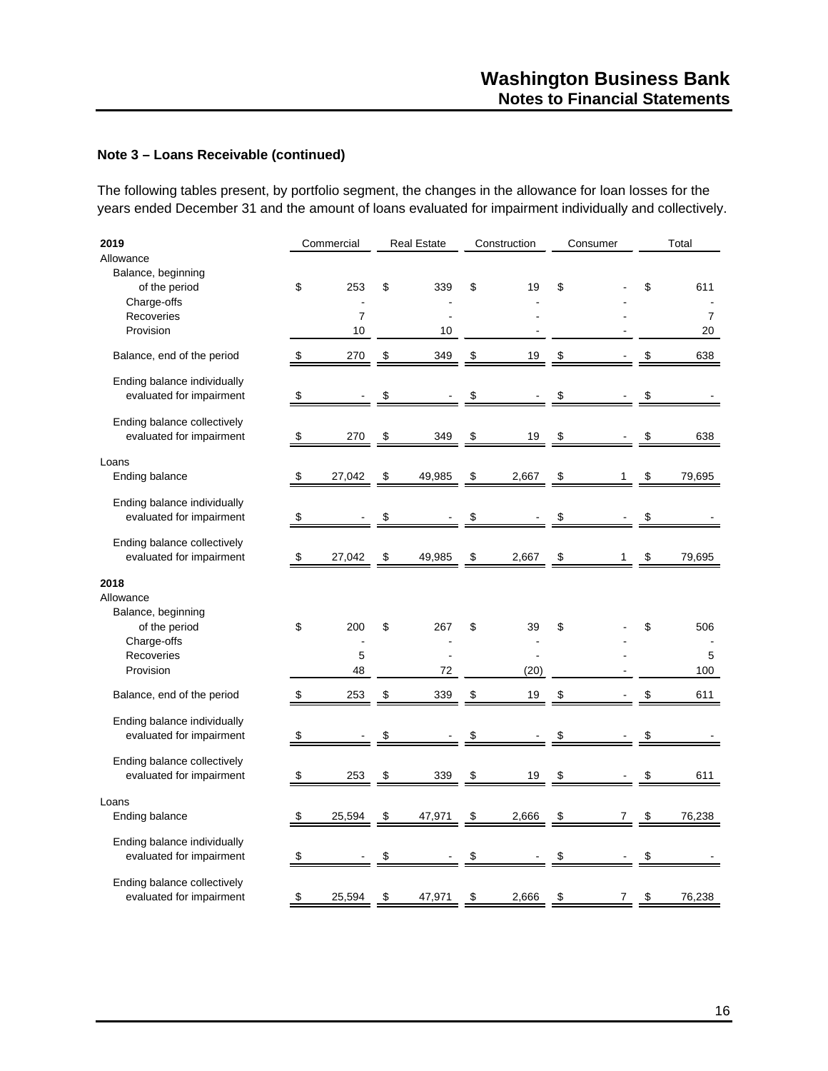### Note 3 – Loans Receivable (continued)

The following tables present, by portfolio segment, the changes in the allowance for loan losses for the years ended December 31 and the amount of loans evaluated for impairment individually and collectively.

| 2019 | Commercial | Real Estate | Construction | Consumer | Total |
|---|---|---|---|---|---|
| **Allowance** | | | | | |
| Balance, beginning of the period | $ 253 | $ 339 | $ 19 | $ - | $ 611 |
| Charge-offs | - | - | - | - | - |
| Recoveries | 7 | - | - | - | 7 |
| Provision | 10 | 10 | - | - | 20 |
| Balance, end of the period | $ 270 | $ 349 | $ 19 | $ - | $ 638 |
| Ending balance individually evaluated for impairment | $ - | $ - | $ - | $ - | $ - |
| Ending balance collectively evaluated for impairment | $ 270 | $ 349 | $ 19 | $ - | $ 638 |
| **Loans** | | | | | |
| Ending balance | $ 27,042 | $ 49,985 | $ 2,667 | $ 1 | $ 79,695 |
| Ending balance individually evaluated for impairment | $ - | $ - | $ - | $ - | $ - |
| Ending balance collectively evaluated for impairment | $ 27,042 | $ 49,985 | $ 2,667 | $ 1 | $ 79,695 |

| 2018 | Commercial | Real Estate | Construction | Consumer | Total |
|---|---|---|---|---|---|
| **Allowance** | | | | | |
| Balance, beginning of the period | $ 200 | $ 267 | $ 39 | $ - | $ 506 |
| Charge-offs | - | - | - | - | - |
| Recoveries | 5 | - | - | - | 5 |
| Provision | 48 | 72 | (20) | - | 100 |
| Balance, end of the period | $ 253 | $ 339 | $ 19 | $ - | $ 611 |
| Ending balance individually evaluated for impairment | $ - | $ - | $ - | $ - | $ - |
| Ending balance collectively evaluated for impairment | $ 253 | $ 339 | $ 19 | $ - | $ 611 |
| **Loans** | | | | | |
| Ending balance | $ 25,594 | $ 47,971 | $ 2,666 | $ 7 | $ 76,238 |
| Ending balance individually evaluated for impairment | $ - | $ - | $ - | $ - | $ - |
| Ending balance collectively evaluated for impairment | $ 25,594 | $ 47,971 | $ 2,666 | $ 7 | $ 76,238 |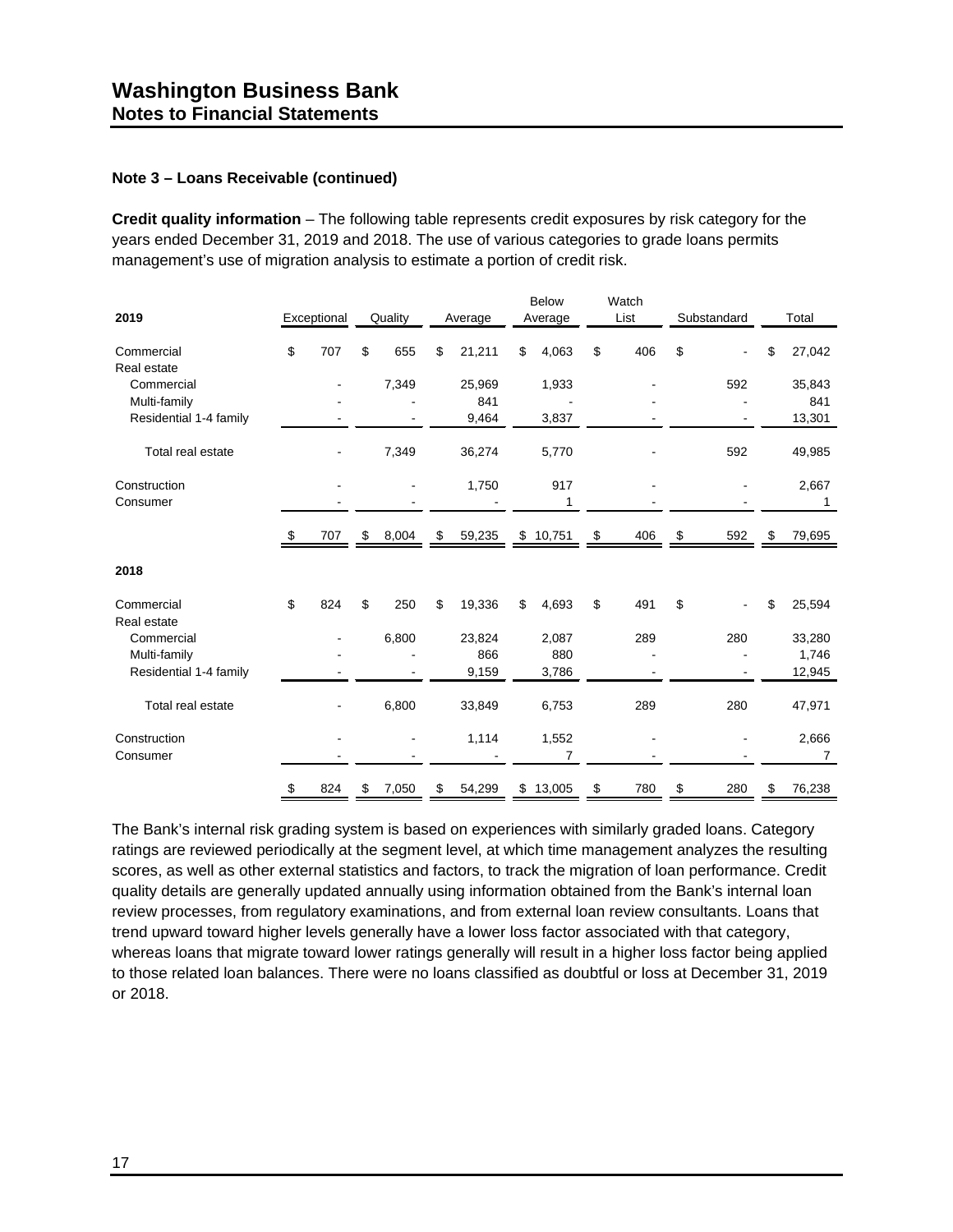**Note 3 – Loans Receivable (continued)**

**Credit quality information** – The following table represents credit exposures by risk category for the years ended December 31, 2019 and 2018. The use of various categories to grade loans permits management's use of migration analysis to estimate a portion of credit risk.

| 2019 | Exceptional | Quality | Average | Below Average | Watch List | Substandard | Total |
|---|---|---|---|---|---|---|---|
| Commercial | $ 707 | $ 655 | $ 21,211 | $ 4,063 | $ 406 | $ - | $ 27,042 |
| Real estate | | | | | | | |
| Commercial | - | 7,349 | 25,969 | 1,933 | - | 592 | 35,843 |
| Multi-family | - | - | 841 | - | - | - | 841 |
| Residential 1-4 family | - | - | 9,464 | 3,837 | - | - | 13,301 |
| Total real estate | - | 7,349 | 36,274 | 5,770 | - | 592 | 49,985 |
| Construction | - | - | 1,750 | 917 | - | - | 2,667 |
| Consumer | - | - | - | 1 | - | - | 1 |
| | $ 707 | $ 8,004 | $ 59,235 | $ 10,751 | $ 406 | $ 592 | $ 79,695 |
| **2018** | | | | | | | |
| Commercial | $ 824 | $ 250 | $ 19,336 | $ 4,693 | $ 491 | $ - | $ 25,594 |
| Real estate | | | | | | | |
| Commercial | - | 6,800 | 23,824 | 2,087 | 289 | 280 | 33,280 |
| Multi-family | - | - | 866 | 880 | - | - | 1,746 |
| Residential 1-4 family | - | - | 9,159 | 3,786 | - | - | 12,945 |
| Total real estate | - | 6,800 | 33,849 | 6,753 | 289 | 280 | 47,971 |
| Construction | - | - | 1,114 | 1,552 | - | - | 2,666 |
| Consumer | - | - | - | 7 | - | - | 7 |
| | $ 824 | $ 7,050 | $ 54,299 | $ 13,005 | $ 780 | $ 280 | $ 76,238 |

The Bank's internal risk grading system is based on experiences with similarly graded loans. Category ratings are reviewed periodically at the segment level, at which time management analyzes the resulting scores, as well as other external statistics and factors, to track the migration of loan performance. Credit quality details are generally updated annually using information obtained from the Bank's internal loan review processes, from regulatory examinations, and from external loan review consultants. Loans that trend upward toward higher levels generally have a lower loss factor associated with that category, whereas loans that migrate toward lower ratings generally will result in a higher loss factor being applied to those related loan balances. There were no loans classified as doubtful or loss at December 31, 2019 or 2018.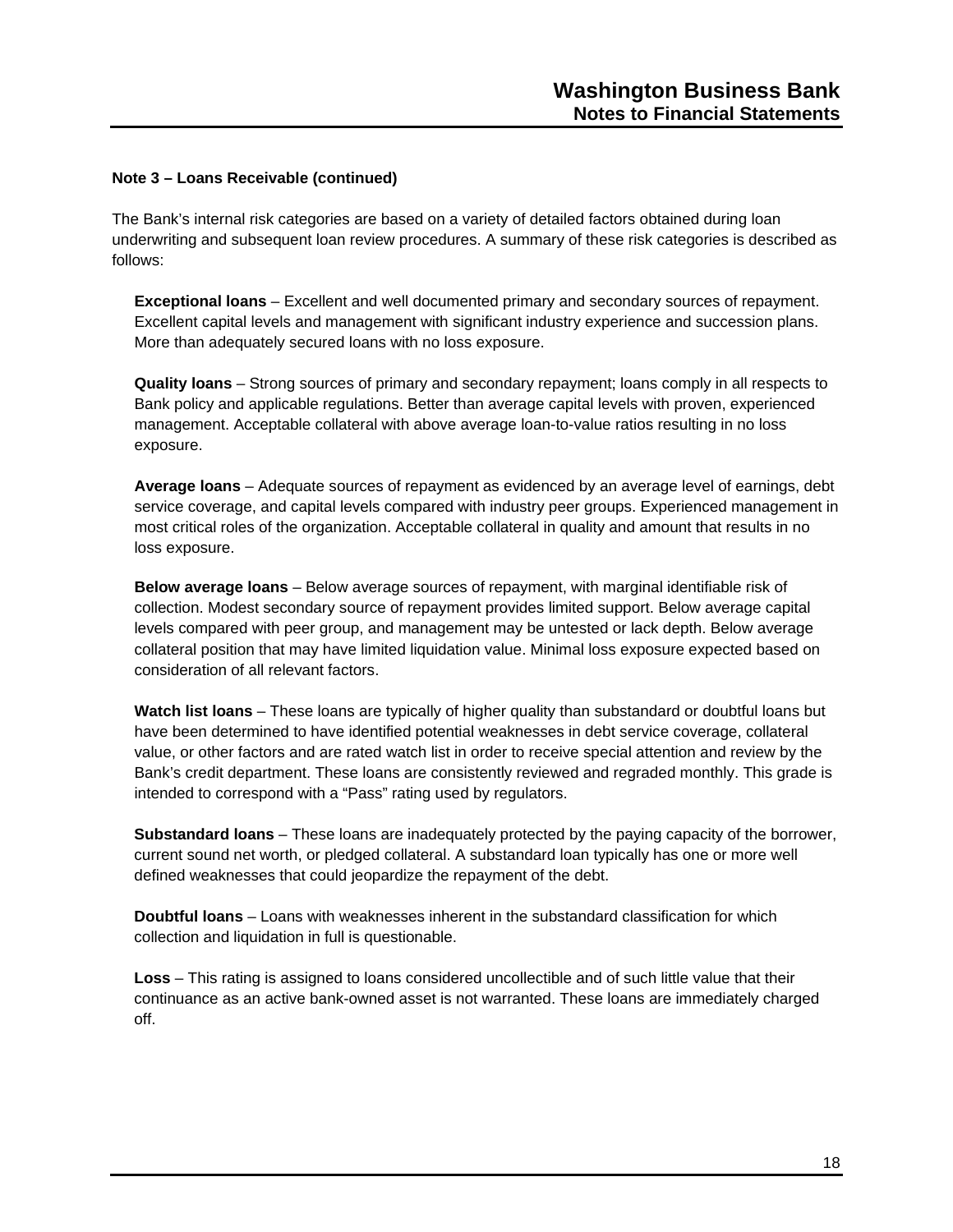**Note 3 – Loans Receivable (continued)**

The Bank's internal risk categories are based on a variety of detailed factors obtained during loan underwriting and subsequent loan review procedures. A summary of these risk categories is described as follows:

**Exceptional loans** – Excellent and well documented primary and secondary sources of repayment. Excellent capital levels and management with significant industry experience and succession plans. More than adequately secured loans with no loss exposure.

**Quality loans** – Strong sources of primary and secondary repayment; loans comply in all respects to Bank policy and applicable regulations. Better than average capital levels with proven, experienced management. Acceptable collateral with above average loan-to-value ratios resulting in no loss exposure.

**Average loans** – Adequate sources of repayment as evidenced by an average level of earnings, debt service coverage, and capital levels compared with industry peer groups. Experienced management in most critical roles of the organization. Acceptable collateral in quality and amount that results in no loss exposure.

**Below average loans** – Below average sources of repayment, with marginal identifiable risk of collection. Modest secondary source of repayment provides limited support. Below average capital levels compared with peer group, and management may be untested or lack depth. Below average collateral position that may have limited liquidation value. Minimal loss exposure expected based on consideration of all relevant factors.

**Watch list loans** – These loans are typically of higher quality than substandard or doubtful loans but have been determined to have identified potential weaknesses in debt service coverage, collateral value, or other factors and are rated watch list in order to receive special attention and review by the Bank's credit department. These loans are consistently reviewed and regraded monthly. This grade is intended to correspond with a "Pass" rating used by regulators.

**Substandard loans** – These loans are inadequately protected by the paying capacity of the borrower, current sound net worth, or pledged collateral. A substandard loan typically has one or more well defined weaknesses that could jeopardize the repayment of the debt.

**Doubtful loans** – Loans with weaknesses inherent in the substandard classification for which collection and liquidation in full is questionable.

**Loss** – This rating is assigned to loans considered uncollectible and of such little value that their continuance as an active bank-owned asset is not warranted. These loans are immediately charged off.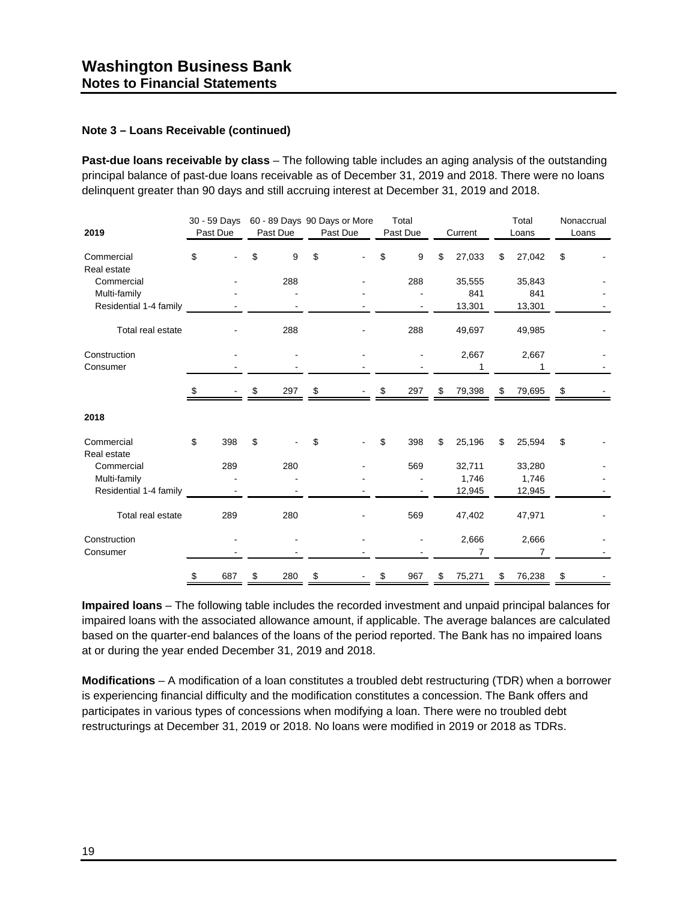# Washington Business Bank
## Notes to Financial Statements

### Note 3 – Loans Receivable (continued)

**Past-due loans receivable by class** – The following table includes an aging analysis of the outstanding principal balance of past-due loans receivable as of December 31, 2019 and 2018. There were no loans delinquent greater than 90 days and still accruing interest at December 31, 2019 and 2018.

| 2019 | 30 - 59 Days Past Due | 60 - 89 Days Past Due | 90 Days or More Past Due | Total Past Due | Current | Total Loans | Nonaccrual Loans |
|---|---|---|---|---|---|---|---|
| Commercial | $ - | $ 9 | $ - | $ 9 | $ 27,033 | $ 27,042 | $ - |
| Real estate | | | | | | | |
| Commercial | - | 288 | - | 288 | 35,555 | 35,843 | - |
| Multi-family | - | - | - | - | 841 | 841 | - |
| Residential 1-4 family | - | - | - | - | 13,301 | 13,301 | - |
| Total real estate | - | 288 | - | 288 | 49,697 | 49,985 | - |
| Construction | - | - | - | - | 2,667 | 2,667 | - |
| Consumer | - | - | - | - | 1 | 1 | - |
| | $ - | $ 297 | $ - | $ 297 | $ 79,398 | $ 79,695 | $ - |
| **2018** | | | | | | | |
| Commercial | $ 398 | $ - | $ - | $ 398 | $ 25,196 | $ 25,594 | $ - |
| Real estate | | | | | | | |
| Commercial | 289 | 280 | - | 569 | 32,711 | 33,280 | - |
| Multi-family | - | - | - | - | 1,746 | 1,746 | - |
| Residential 1-4 family | - | - | - | - | 12,945 | 12,945 | - |
| Total real estate | 289 | 280 | - | 569 | 47,402 | 47,971 | - |
| Construction | - | - | - | - | 2,666 | 2,666 | - |
| Consumer | - | - | - | - | 7 | 7 | - |
| | $ 687 | $ 280 | $ - | $ 967 | $ 75,271 | $ 76,238 | $ - |

**Impaired loans** – The following table includes the recorded investment and unpaid principal balances for impaired loans with the associated allowance amount, if applicable. The average balances are calculated based on the quarter-end balances of the loans of the period reported. The Bank has no impaired loans at or during the year ended December 31, 2019 and 2018.

**Modifications** – A modification of a loan constitutes a troubled debt restructuring (TDR) when a borrower is experiencing financial difficulty and the modification constitutes a concession. The Bank offers and participates in various types of concessions when modifying a loan. There were no troubled debt restructurings at December 31, 2019 or 2018. No loans were modified in 2019 or 2018 as TDRs.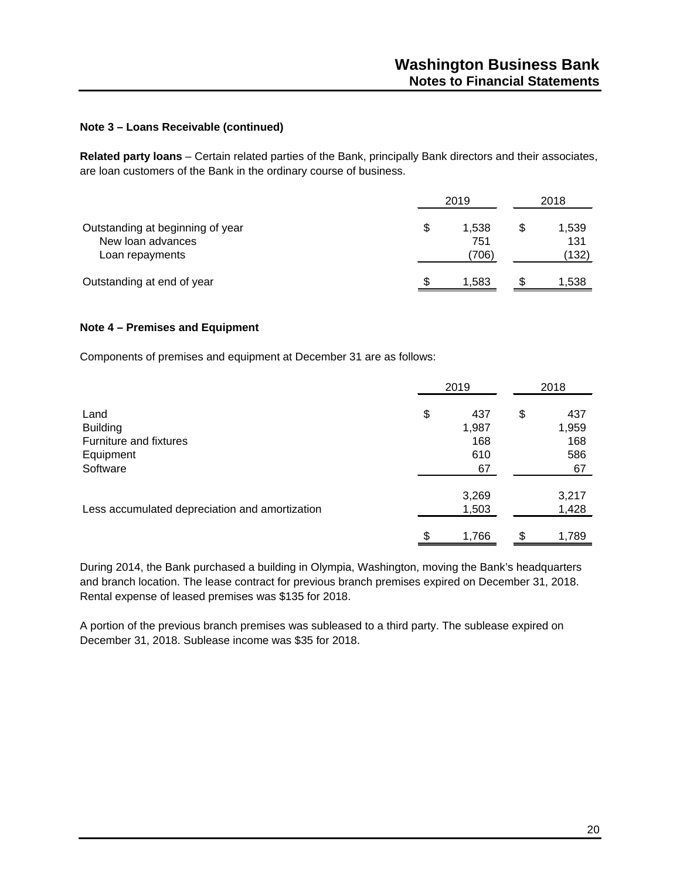### Note 3 – Loans Receivable (continued)

**Related party loans** – Certain related parties of the Bank, principally Bank directors and their associates, are loan customers of the Bank in the ordinary course of business.

| | 2019 | 2018 |
|---|---|---|
| Outstanding at beginning of year | $ 1,538 | $ 1,539 |
| New loan advances | 751 | 131 |
| Loan repayments | (706) | (132) |
| Outstanding at end of year | $ 1,583 | $ 1,538 |

### Note 4 – Premises and Equipment

Components of premises and equipment at December 31 are as follows:

| | 2019 | 2018 |
|---|---|---|
| Land | $ 437 | $ 437 |
| Building | 1,987 | 1,959 |
| Furniture and fixtures | 168 | 168 |
| Equipment | 610 | 586 |
| Software | 67 | 67 |
| | 3,269 | 3,217 |
| Less accumulated depreciation and amortization | 1,503 | 1,428 |
| | $ 1,766 | $ 1,789 |

During 2014, the Bank purchased a building in Olympia, Washington, moving the Bank's headquarters and branch location. The lease contract for previous branch premises expired on December 31, 2018. Rental expense of leased premises was $135 for 2018.

A portion of the previous branch premises was subleased to a third party. The sublease expired on December 31, 2018. Sublease income was $35 for 2018.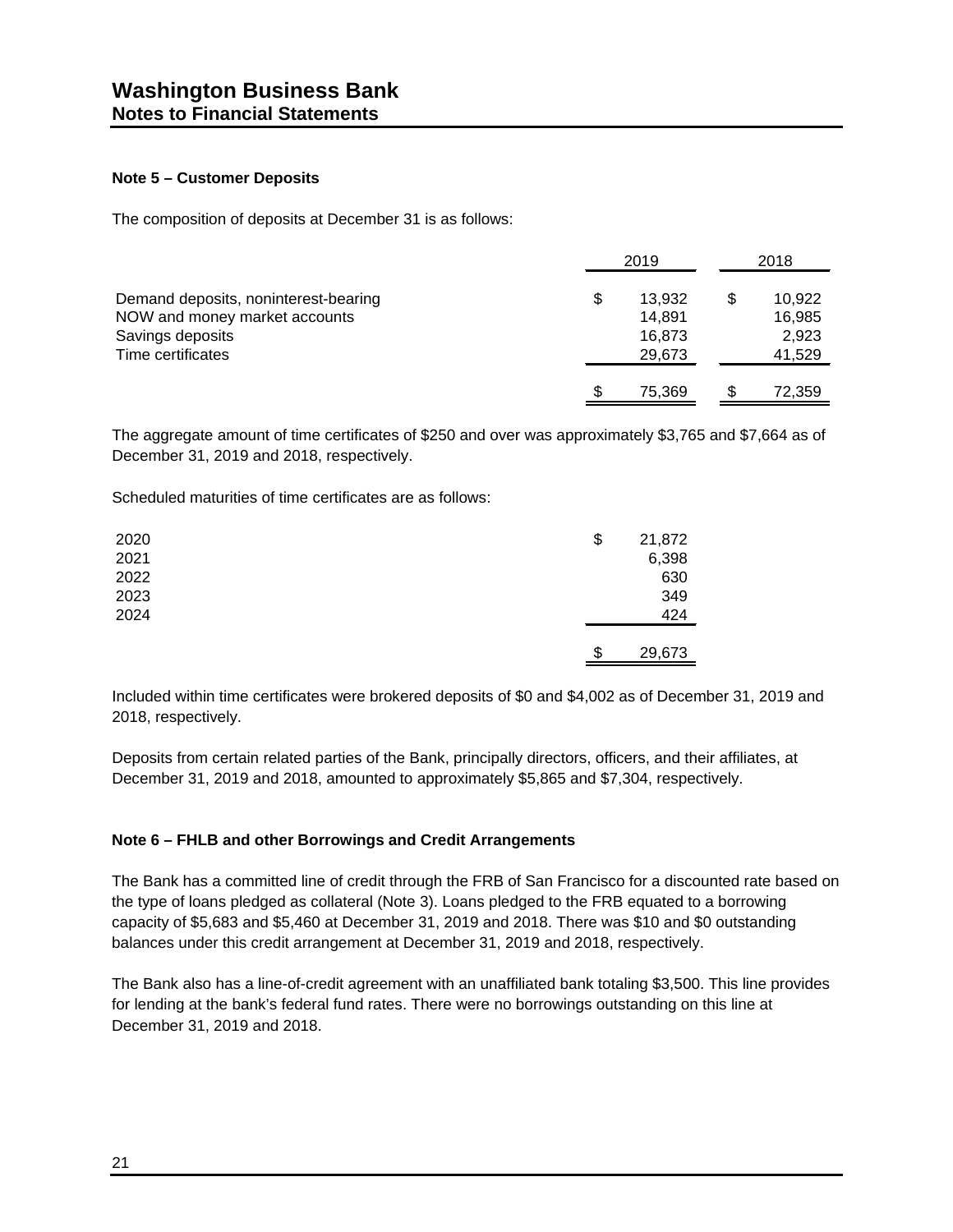# Washington Business Bank
## Notes to Financial Statements

### Note 5 – Customer Deposits

The composition of deposits at December 31 is as follows:

| | 2019 | 2018 |
|---|---|---|
| Demand deposits, noninterest-bearing | $ 13,932 | $ 10,922 |
| NOW and money market accounts | 14,891 | 16,985 |
| Savings deposits | 16,873 | 2,923 |
| Time certificates | 29,673 | 41,529 |
| | $ 75,369 | $ 72,359 |

The aggregate amount of time certificates of $250 and over was approximately $3,765 and $7,664 as of December 31, 2019 and 2018, respectively.

Scheduled maturities of time certificates are as follows:

| | |
|---|---|
| 2020 | $ 21,872 |
| 2021 | 6,398 |
| 2022 | 630 |
| 2023 | 349 |
| 2024 | 424 |
| | $ 29,673 |

Included within time certificates were brokered deposits of $0 and $4,002 as of December 31, 2019 and 2018, respectively.

Deposits from certain related parties of the Bank, principally directors, officers, and their affiliates, at December 31, 2019 and 2018, amounted to approximately $5,865 and $7,304, respectively.

### Note 6 – FHLB and other Borrowings and Credit Arrangements

The Bank has a committed line of credit through the FRB of San Francisco for a discounted rate based on the type of loans pledged as collateral (Note 3). Loans pledged to the FRB equated to a borrowing capacity of $5,683 and $5,460 at December 31, 2019 and 2018. There was $10 and $0 outstanding balances under this credit arrangement at December 31, 2019 and 2018, respectively.

The Bank also has a line-of-credit agreement with an unaffiliated bank totaling $3,500. This line provides for lending at the bank's federal fund rates. There were no borrowings outstanding on this line at December 31, 2019 and 2018.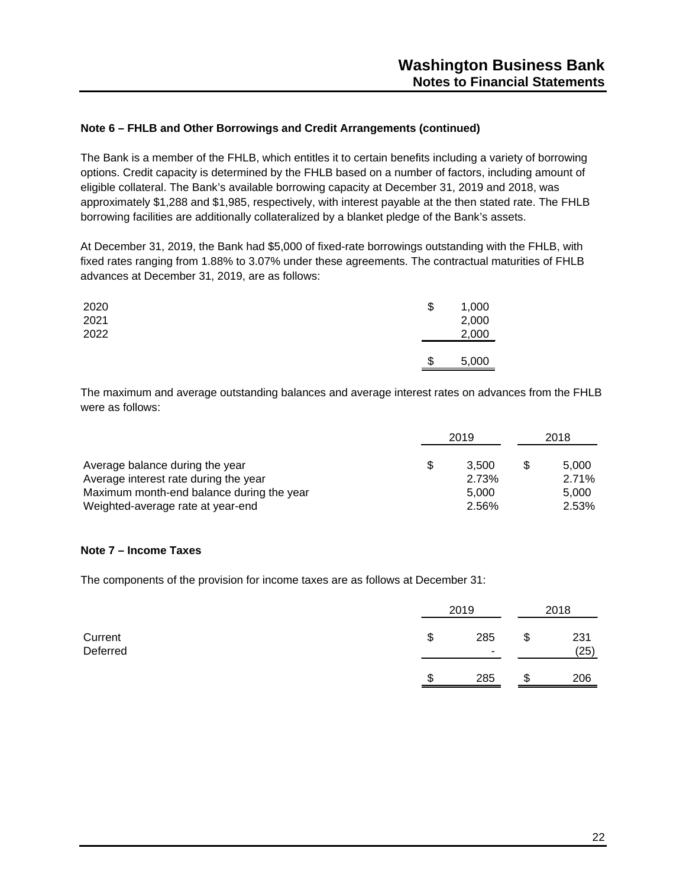### Note 6 – FHLB and Other Borrowings and Credit Arrangements (continued)

The Bank is a member of the FHLB, which entitles it to certain benefits including a variety of borrowing options. Credit capacity is determined by the FHLB based on a number of factors, including amount of eligible collateral. The Bank's available borrowing capacity at December 31, 2019 and 2018, was approximately $1,288 and $1,985, respectively, with interest payable at the then stated rate. The FHLB borrowing facilities are additionally collateralized by a blanket pledge of the Bank's assets.

At December 31, 2019, the Bank had $5,000 of fixed-rate borrowings outstanding with the FHLB, with fixed rates ranging from 1.88% to 3.07% under these agreements. The contractual maturities of FHLB advances at December 31, 2019, are as follows:

| | |
|---|---|
| 2020 | $ 1,000 |
| 2021 | 2,000 |
| 2022 | 2,000 |
| | $ 5,000 |

The maximum and average outstanding balances and average interest rates on advances from the FHLB were as follows:

| | 2019 | 2018 |
|---|---|---|
| Average balance during the year | $ 3,500 | $ 5,000 |
| Average interest rate during the year | 2.73% | 2.71% |
| Maximum month-end balance during the year | 5,000 | 5,000 |
| Weighted-average rate at year-end | 2.56% | 2.53% |

### Note 7 – Income Taxes

The components of the provision for income taxes are as follows at December 31:

| | 2019 | 2018 |
|---|---|---|
| Current | $ 285 | $ 231 |
| Deferred | - | (25) |
| | $ 285 | $ 206 |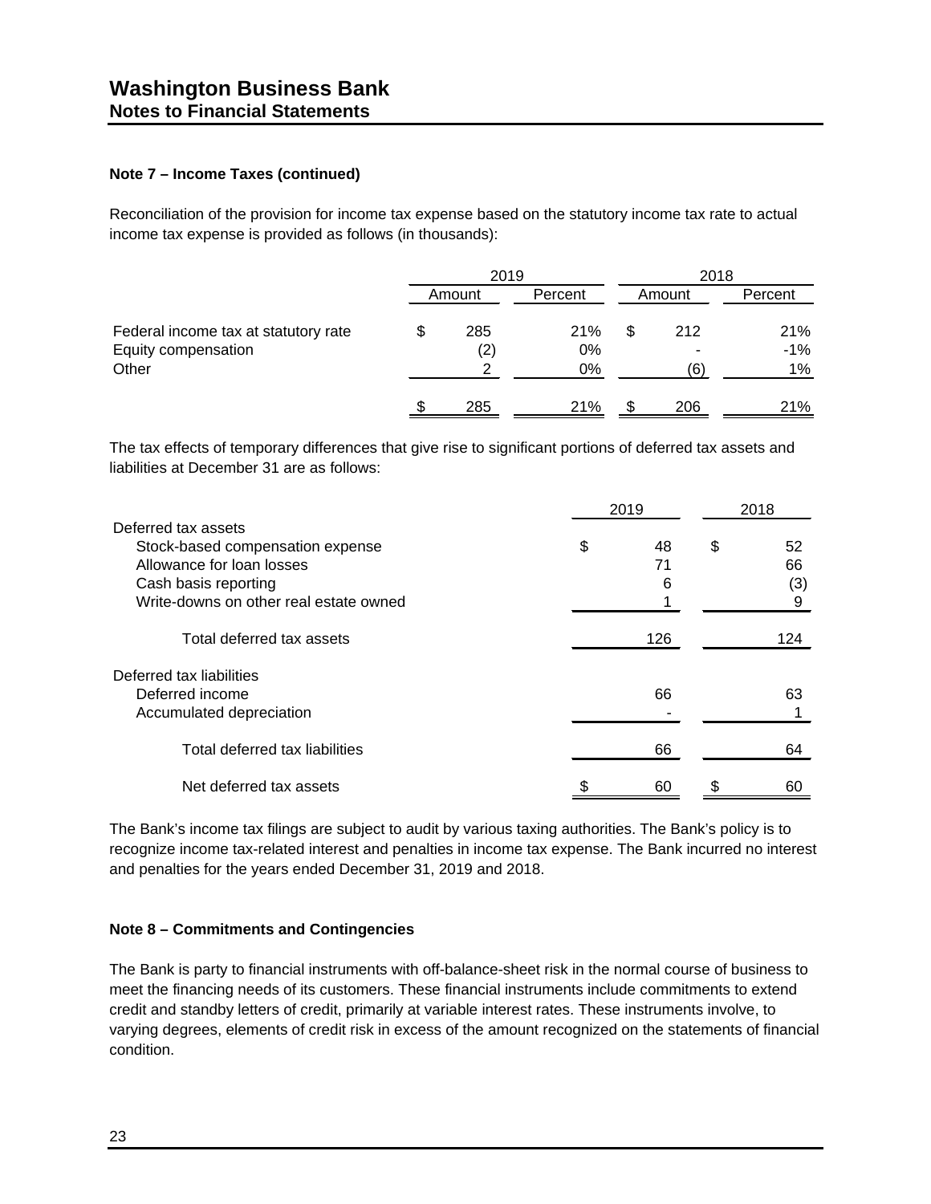**Note 7 – Income Taxes (continued)**

Reconciliation of the provision for income tax expense based on the statutory income tax rate to actual income tax expense is provided as follows (in thousands):

| | 2019 | | 2018 | |
|---|---|---|---|---|
| | Amount | Percent | Amount | Percent |
| Federal income tax at statutory rate | $ 285 | 21% | $ 212 | 21% |
| Equity compensation | (2) | 0% | - | -1% |
| Other | 2 | 0% | (6) | 1% |
| | $ 285 | 21% | $ 206 | 21% |

The tax effects of temporary differences that give rise to significant portions of deferred tax assets and liabilities at December 31 are as follows:

| | 2019 | 2018 |
|---|---|---|
| Deferred tax assets | | |
| Stock-based compensation expense | $ 48 | $ 52 |
| Allowance for loan losses | 71 | 66 |
| Cash basis reporting | 6 | (3) |
| Write-downs on other real estate owned | 1 | 9 |
| Total deferred tax assets | 126 | 124 |
| Deferred tax liabilities | | |
| Deferred income | 66 | 63 |
| Accumulated depreciation | - | 1 |
| Total deferred tax liabilities | 66 | 64 |
| Net deferred tax assets | $ 60 | $ 60 |

The Bank's income tax filings are subject to audit by various taxing authorities. The Bank's policy is to recognize income tax-related interest and penalties in income tax expense. The Bank incurred no interest and penalties for the years ended December 31, 2019 and 2018.

**Note 8 – Commitments and Contingencies**

The Bank is party to financial instruments with off-balance-sheet risk in the normal course of business to meet the financing needs of its customers. These financial instruments include commitments to extend credit and standby letters of credit, primarily at variable interest rates. These instruments involve, to varying degrees, elements of credit risk in excess of the amount recognized on the statements of financial condition.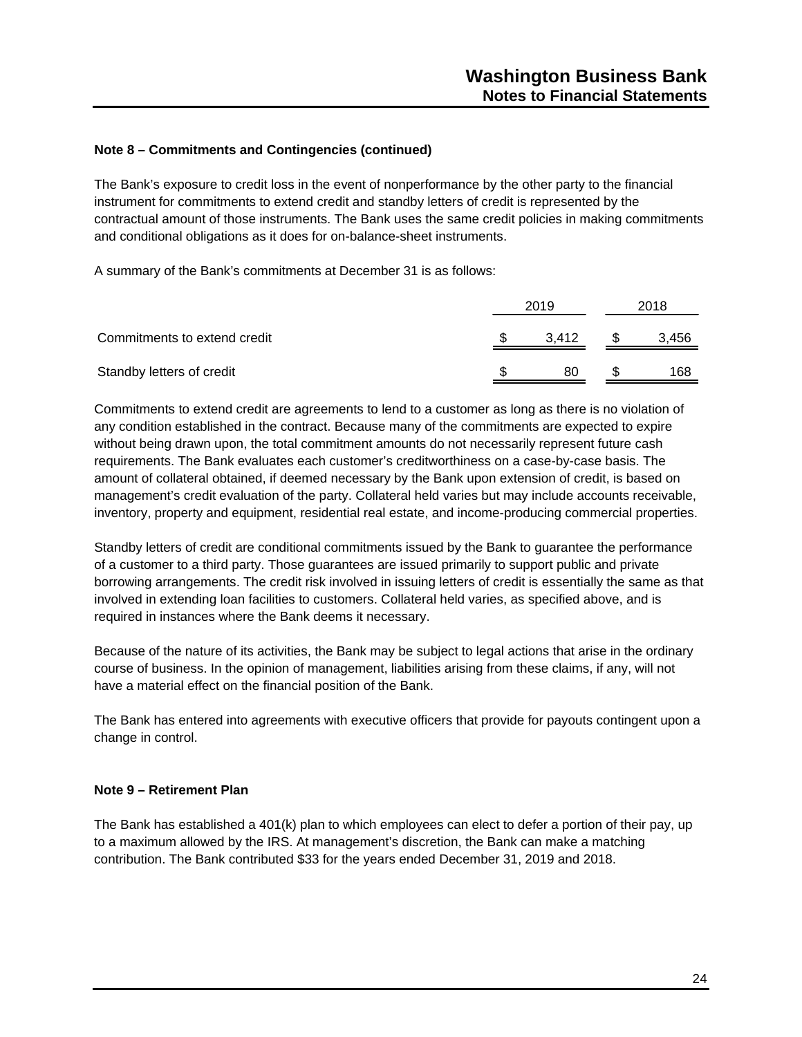## Note 8 – Commitments and Contingencies (continued)

The Bank's exposure to credit loss in the event of nonperformance by the other party to the financial instrument for commitments to extend credit and standby letters of credit is represented by the contractual amount of those instruments. The Bank uses the same credit policies in making commitments and conditional obligations as it does for on-balance-sheet instruments.

A summary of the Bank's commitments at December 31 is as follows:

| | 2019 | 2018 |
|---|---|---|
| Commitments to extend credit | $ 3,412 | $ 3,456 |
| Standby letters of credit | $ 80 | $ 168 |

Commitments to extend credit are agreements to lend to a customer as long as there is no violation of any condition established in the contract. Because many of the commitments are expected to expire without being drawn upon, the total commitment amounts do not necessarily represent future cash requirements. The Bank evaluates each customer's creditworthiness on a case-by-case basis. The amount of collateral obtained, if deemed necessary by the Bank upon extension of credit, is based on management's credit evaluation of the party. Collateral held varies but may include accounts receivable, inventory, property and equipment, residential real estate, and income-producing commercial properties.

Standby letters of credit are conditional commitments issued by the Bank to guarantee the performance of a customer to a third party. Those guarantees are issued primarily to support public and private borrowing arrangements. The credit risk involved in issuing letters of credit is essentially the same as that involved in extending loan facilities to customers. Collateral held varies, as specified above, and is required in instances where the Bank deems it necessary.

Because of the nature of its activities, the Bank may be subject to legal actions that arise in the ordinary course of business. In the opinion of management, liabilities arising from these claims, if any, will not have a material effect on the financial position of the Bank.

The Bank has entered into agreements with executive officers that provide for payouts contingent upon a change in control.

## Note 9 – Retirement Plan

The Bank has established a 401(k) plan to which employees can elect to defer a portion of their pay, up to a maximum allowed by the IRS. At management's discretion, the Bank can make a matching contribution. The Bank contributed $33 for the years ended December 31, 2019 and 2018.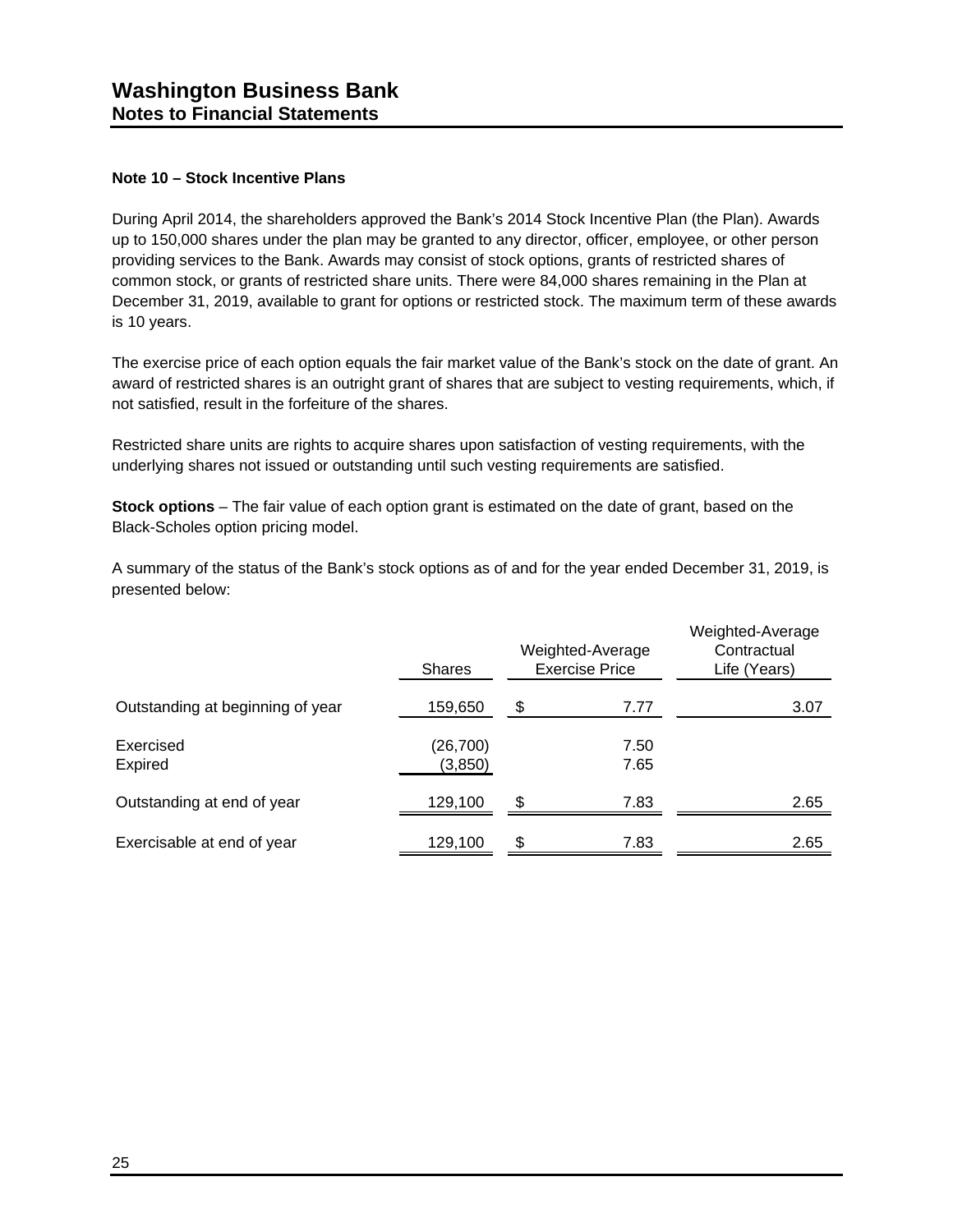# Washington Business Bank
## Notes to Financial Statements

### Note 10 – Stock Incentive Plans

During April 2014, the shareholders approved the Bank's 2014 Stock Incentive Plan (the Plan). Awards up to 150,000 shares under the plan may be granted to any director, officer, employee, or other person providing services to the Bank. Awards may consist of stock options, grants of restricted shares of common stock, or grants of restricted share units. There were 84,000 shares remaining in the Plan at December 31, 2019, available to grant for options or restricted stock. The maximum term of these awards is 10 years.

The exercise price of each option equals the fair market value of the Bank's stock on the date of grant. An award of restricted shares is an outright grant of shares that are subject to vesting requirements, which, if not satisfied, result in the forfeiture of the shares.

Restricted share units are rights to acquire shares upon satisfaction of vesting requirements, with the underlying shares not issued or outstanding until such vesting requirements are satisfied.

**Stock options** – The fair value of each option grant is estimated on the date of grant, based on the Black-Scholes option pricing model.

A summary of the status of the Bank's stock options as of and for the year ended December 31, 2019, is presented below:

| | Shares | Weighted-Average Exercise Price | Weighted-Average Contractual Life (Years) |
|---|---|---|---|
| Outstanding at beginning of year | 159,650 | $ 7.77 | 3.07 |
| Exercised | (26,700) | 7.50 | |
| Expired | (3,850) | 7.65 | |
| Outstanding at end of year | 129,100 | $ 7.83 | 2.65 |
| Exercisable at end of year | 129,100 | $ 7.83 | 2.65 |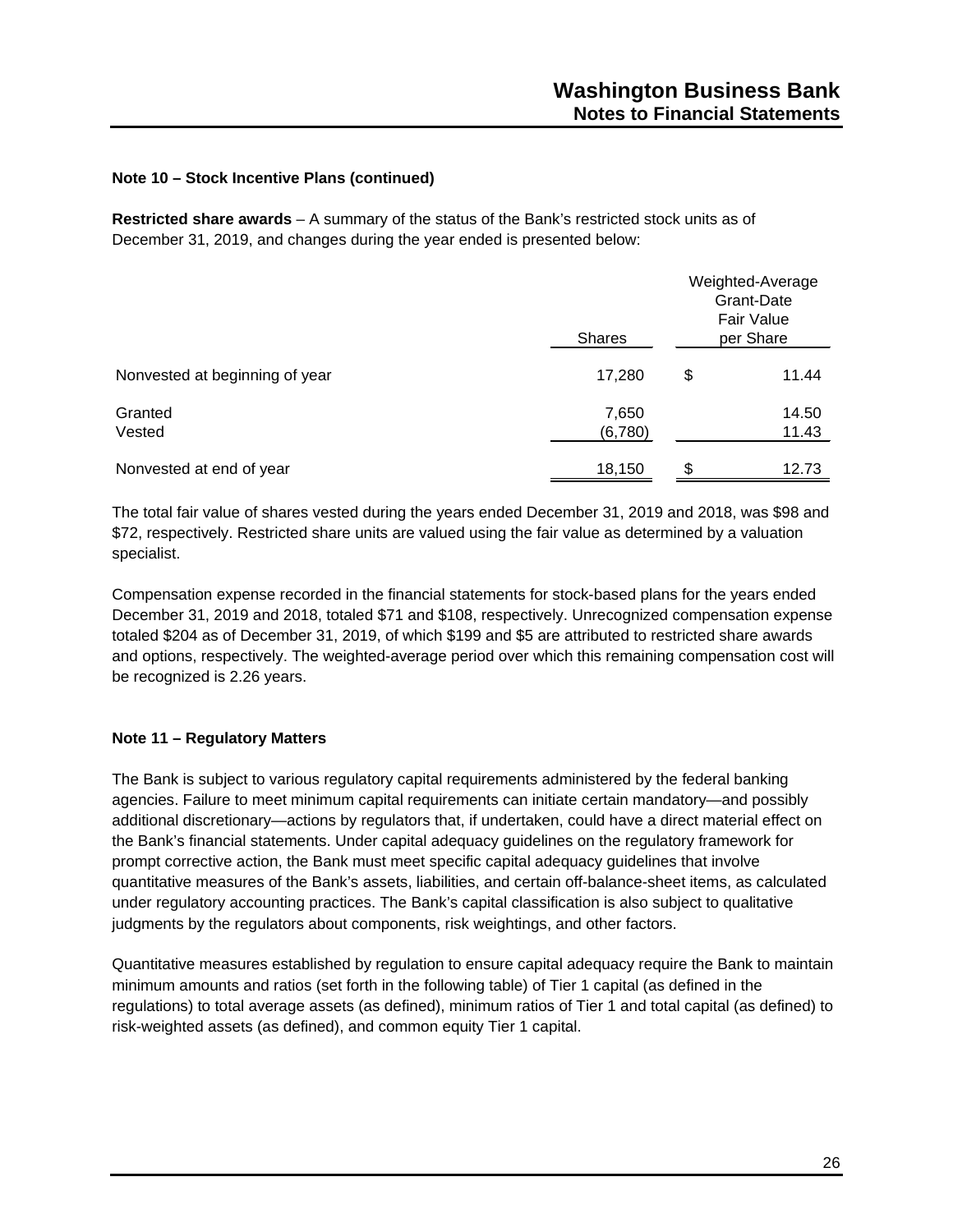## Note 10 – Stock Incentive Plans (continued)

**Restricted share awards** – A summary of the status of the Bank's restricted stock units as of December 31, 2019, and changes during the year ended is presented below:

| | Shares | Weighted-Average Grant-Date Fair Value per Share |
|---|---|---|
| Nonvested at beginning of year | 17,280 | $ 11.44 |
| Granted | 7,650 | 14.50 |
| Vested | (6,780) | 11.43 |
| Nonvested at end of year | 18,150 | $ 12.73 |

The total fair value of shares vested during the years ended December 31, 2019 and 2018, was $98 and $72, respectively. Restricted share units are valued using the fair value as determined by a valuation specialist.

Compensation expense recorded in the financial statements for stock-based plans for the years ended December 31, 2019 and 2018, totaled $71 and $108, respectively. Unrecognized compensation expense totaled $204 as of December 31, 2019, of which $199 and $5 are attributed to restricted share awards and options, respectively. The weighted-average period over which this remaining compensation cost will be recognized is 2.26 years.

## Note 11 – Regulatory Matters

The Bank is subject to various regulatory capital requirements administered by the federal banking agencies. Failure to meet minimum capital requirements can initiate certain mandatory—and possibly additional discretionary—actions by regulators that, if undertaken, could have a direct material effect on the Bank's financial statements. Under capital adequacy guidelines on the regulatory framework for prompt corrective action, the Bank must meet specific capital adequacy guidelines that involve quantitative measures of the Bank's assets, liabilities, and certain off-balance-sheet items, as calculated under regulatory accounting practices. The Bank's capital classification is also subject to qualitative judgments by the regulators about components, risk weightings, and other factors.

Quantitative measures established by regulation to ensure capital adequacy require the Bank to maintain minimum amounts and ratios (set forth in the following table) of Tier 1 capital (as defined in the regulations) to total average assets (as defined), minimum ratios of Tier 1 and total capital (as defined) to risk-weighted assets (as defined), and common equity Tier 1 capital.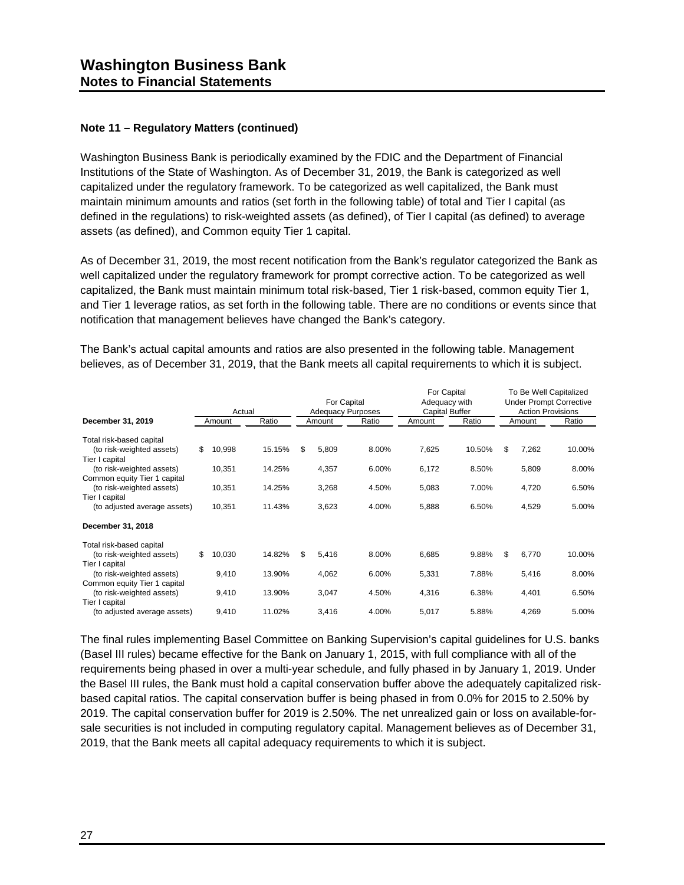## Washington Business Bank
### Notes to Financial Statements

**Note 11 – Regulatory Matters (continued)**

Washington Business Bank is periodically examined by the FDIC and the Department of Financial Institutions of the State of Washington. As of December 31, 2019, the Bank is categorized as well capitalized under the regulatory framework. To be categorized as well capitalized, the Bank must maintain minimum amounts and ratios (set forth in the following table) of total and Tier I capital (as defined in the regulations) to risk-weighted assets (as defined), of Tier I capital (as defined) to average assets (as defined), and Common equity Tier 1 capital.

As of December 31, 2019, the most recent notification from the Bank's regulator categorized the Bank as well capitalized under the regulatory framework for prompt corrective action. To be categorized as well capitalized, the Bank must maintain minimum total risk-based, Tier 1 risk-based, common equity Tier 1, and Tier 1 leverage ratios, as set forth in the following table. There are no conditions or events since that notification that management believes have changed the Bank's category.

The Bank's actual capital amounts and ratios are also presented in the following table. Management believes, as of December 31, 2019, that the Bank meets all capital requirements to which it is subject.

| | Actual | | For Capital Adequacy Purposes | | For Capital Adequacy with Capital Buffer | | To Be Well Capitalized Under Prompt Corrective Action Provisions | |
|---|---|---|---|---|---|---|---|---|
| **December 31, 2019** | Amount | Ratio | Amount | Ratio | Amount | Ratio | Amount | Ratio |
| Total risk-based capital (to risk-weighted assets) | $ 10,998 | 15.15% | $ 5,809 | 8.00% | 7,625 | 10.50% | $ 7,262 | 10.00% |
| Tier I capital (to risk-weighted assets) | 10,351 | 14.25% | 4,357 | 6.00% | 6,172 | 8.50% | 5,809 | 8.00% |
| Common equity Tier 1 capital (to risk-weighted assets) | 10,351 | 14.25% | 3,268 | 4.50% | 5,083 | 7.00% | 4,720 | 6.50% |
| Tier I capital (to adjusted average assets) | 10,351 | 11.43% | 3,623 | 4.00% | 5,888 | 6.50% | 4,529 | 5.00% |
| **December 31, 2018** | | | | | | | | |
| Total risk-based capital (to risk-weighted assets) | $ 10,030 | 14.82% | $ 5,416 | 8.00% | 6,685 | 9.88% | $ 6,770 | 10.00% |
| Tier I capital (to risk-weighted assets) | 9,410 | 13.90% | 4,062 | 6.00% | 5,331 | 7.88% | 5,416 | 8.00% |
| Common equity Tier 1 capital (to risk-weighted assets) | 9,410 | 13.90% | 3,047 | 4.50% | 4,316 | 6.38% | 4,401 | 6.50% |
| Tier I capital (to adjusted average assets) | 9,410 | 11.02% | 3,416 | 4.00% | 5,017 | 5.88% | 4,269 | 5.00% |

The final rules implementing Basel Committee on Banking Supervision's capital guidelines for U.S. banks (Basel III rules) became effective for the Bank on January 1, 2015, with full compliance with all of the requirements being phased in over a multi-year schedule, and fully phased in by January 1, 2019. Under the Basel III rules, the Bank must hold a capital conservation buffer above the adequately capitalized risk-based capital ratios. The capital conservation buffer is being phased in from 0.0% for 2015 to 2.50% by 2019. The capital conservation buffer for 2019 is 2.50%. The net unrealized gain or loss on available-for-sale securities is not included in computing regulatory capital. Management believes as of December 31, 2019, that the Bank meets all capital adequacy requirements to which it is subject.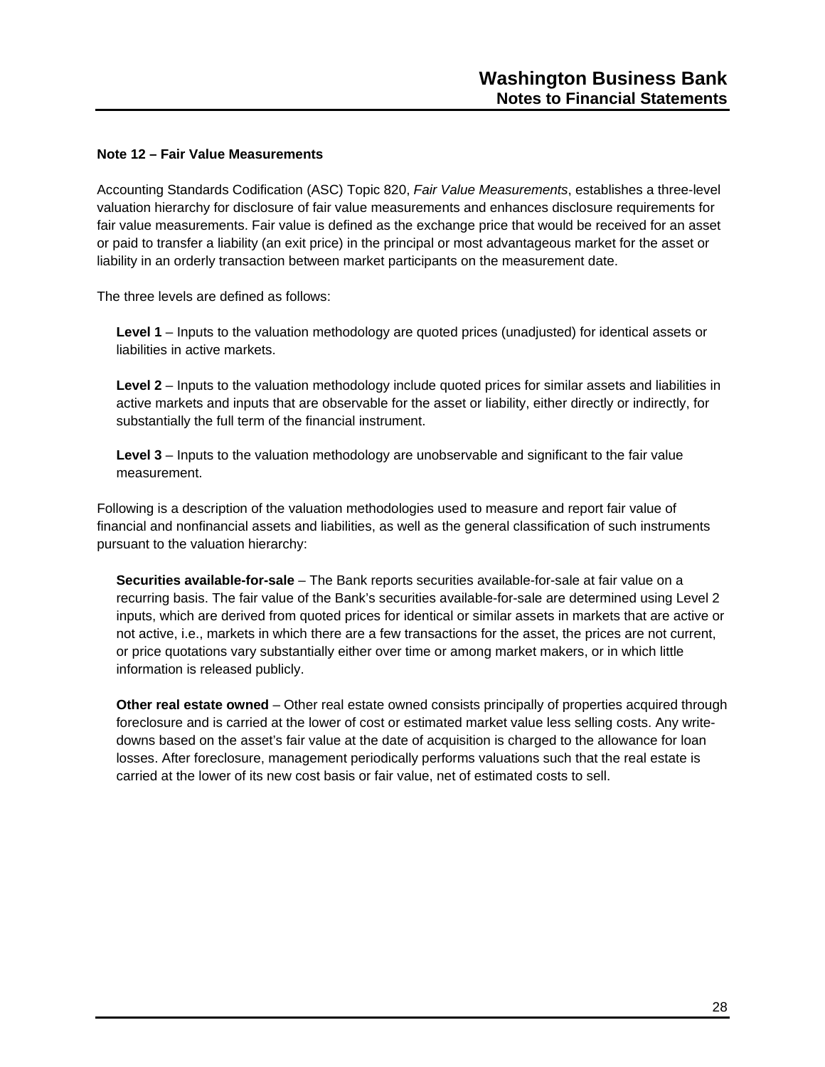**Note 12 – Fair Value Measurements**

Accounting Standards Codification (ASC) Topic 820, *Fair Value Measurements*, establishes a three-level valuation hierarchy for disclosure of fair value measurements and enhances disclosure requirements for fair value measurements. Fair value is defined as the exchange price that would be received for an asset or paid to transfer a liability (an exit price) in the principal or most advantageous market for the asset or liability in an orderly transaction between market participants on the measurement date.

The three levels are defined as follows:

**Level 1** – Inputs to the valuation methodology are quoted prices (unadjusted) for identical assets or liabilities in active markets.

**Level 2** – Inputs to the valuation methodology include quoted prices for similar assets and liabilities in active markets and inputs that are observable for the asset or liability, either directly or indirectly, for substantially the full term of the financial instrument.

**Level 3** – Inputs to the valuation methodology are unobservable and significant to the fair value measurement.

Following is a description of the valuation methodologies used to measure and report fair value of financial and nonfinancial assets and liabilities, as well as the general classification of such instruments pursuant to the valuation hierarchy:

**Securities available-for-sale** – The Bank reports securities available-for-sale at fair value on a recurring basis. The fair value of the Bank's securities available-for-sale are determined using Level 2 inputs, which are derived from quoted prices for identical or similar assets in markets that are active or not active, i.e., markets in which there are a few transactions for the asset, the prices are not current, or price quotations vary substantially either over time or among market makers, or in which little information is released publicly.

**Other real estate owned** – Other real estate owned consists principally of properties acquired through foreclosure and is carried at the lower of cost or estimated market value less selling costs. Any write-downs based on the asset's fair value at the date of acquisition is charged to the allowance for loan losses. After foreclosure, management periodically performs valuations such that the real estate is carried at the lower of its new cost basis or fair value, net of estimated costs to sell.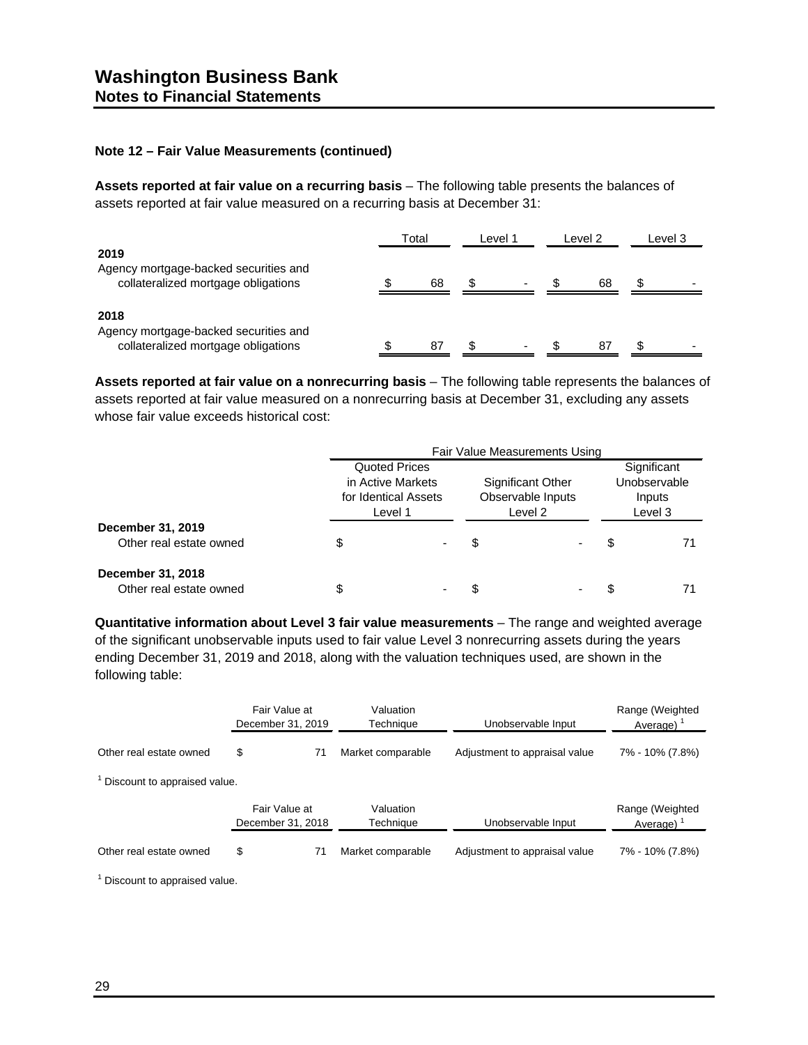## Note 12 – Fair Value Measurements (continued)

**Assets reported at fair value on a recurring basis** – The following table presents the balances of assets reported at fair value measured on a recurring basis at December 31:

| | Total | Level 1 | Level 2 | Level 3 |
|---|---|---|---|---|
| **2019** | | | | |
| Agency mortgage-backed securities and collateralized mortgage obligations | $ 68 | $ - | $ 68 | $ - |
| **2018** | | | | |
| Agency mortgage-backed securities and collateralized mortgage obligations | $ 87 | $ - | $ 87 | $ - |

**Assets reported at fair value on a nonrecurring basis** – The following table represents the balances of assets reported at fair value measured on a nonrecurring basis at December 31, excluding any assets whose fair value exceeds historical cost:

| | Fair Value Measurements Using | | |
|---|---|---|---|
| | Quoted Prices in Active Markets for Identical Assets Level 1 | Significant Other Observable Inputs Level 2 | Significant Unobservable Inputs Level 3 |
| **December 31, 2019** | | | |
| Other real estate owned | $ - | $ - | $ 71 |
| **December 31, 2018** | | | |
| Other real estate owned | $ - | $ - | $ 71 |

**Quantitative information about Level 3 fair value measurements** – The range and weighted average of the significant unobservable inputs used to fair value Level 3 nonrecurring assets during the years ending December 31, 2019 and 2018, along with the valuation techniques used, are shown in the following table:

| | Fair Value at December 31, 2019 | Valuation Technique | Unobservable Input | Range (Weighted Average) [1] |
|---|---|---|---|---|
| Other real estate owned | $ 71 | Market comparable | Adjustment to appraisal value | 7% - 10% (7.8%) |

[1] Discount to appraised value.

| | Fair Value at December 31, 2018 | Valuation Technique | Unobservable Input | Range (Weighted Average) [1] |
|---|---|---|---|---|
| Other real estate owned | $ 71 | Market comparable | Adjustment to appraisal value | 7% - 10% (7.8%) |

[1] Discount to appraised value.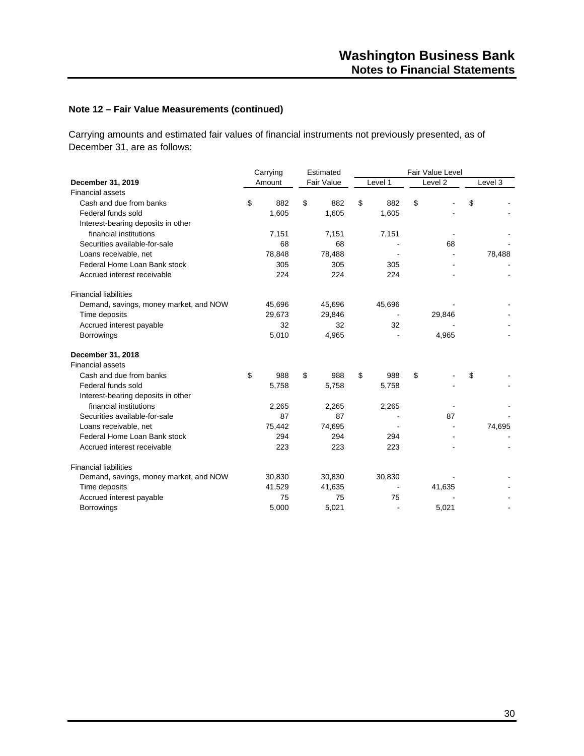### Note 12 – Fair Value Measurements (continued)

Carrying amounts and estimated fair values of financial instruments not previously presented, as of December 31, are as follows:

| | Carrying | Estimated | Fair Value Level | | |
|---|---|---|---|---|---|
| **December 31, 2019** | Amount | Fair Value | Level 1 | Level 2 | Level 3 |
| Financial assets | | | | | |
| Cash and due from banks | $ 882 | $ 882 | $ 882 | $ - | $ - |
| Federal funds sold | 1,605 | 1,605 | 1,605 | - | - |
| Interest-bearing deposits in other financial institutions | 7,151 | 7,151 | 7,151 | - | - |
| Securities available-for-sale | 68 | 68 | - | 68 | - |
| Loans receivable, net | 78,848 | 78,488 | - | - | 78,488 |
| Federal Home Loan Bank stock | 305 | 305 | 305 | - | - |
| Accrued interest receivable | 224 | 224 | 224 | - | - |
| Financial liabilities | | | | | |
| Demand, savings, money market, and NOW | 45,696 | 45,696 | 45,696 | - | - |
| Time deposits | 29,673 | 29,846 | - | 29,846 | - |
| Accrued interest payable | 32 | 32 | 32 | - | - |
| Borrowings | 5,010 | 4,965 | - | 4,965 | - |
| **December 31, 2018** | | | | | |
| Financial assets | | | | | |
| Cash and due from banks | $ 988 | $ 988 | $ 988 | $ - | $ - |
| Federal funds sold | 5,758 | 5,758 | 5,758 | - | - |
| Interest-bearing deposits in other financial institutions | 2,265 | 2,265 | 2,265 | - | - |
| Securities available-for-sale | 87 | 87 | - | 87 | - |
| Loans receivable, net | 75,442 | 74,695 | - | - | 74,695 |
| Federal Home Loan Bank stock | 294 | 294 | 294 | - | - |
| Accrued interest receivable | 223 | 223 | 223 | - | - |
| Financial liabilities | | | | | |
| Demand, savings, money market, and NOW | 30,830 | 30,830 | 30,830 | - | - |
| Time deposits | 41,529 | 41,635 | - | 41,635 | - |
| Accrued interest payable | 75 | 75 | 75 | - | - |
| Borrowings | 5,000 | 5,021 | - | 5,021 | - |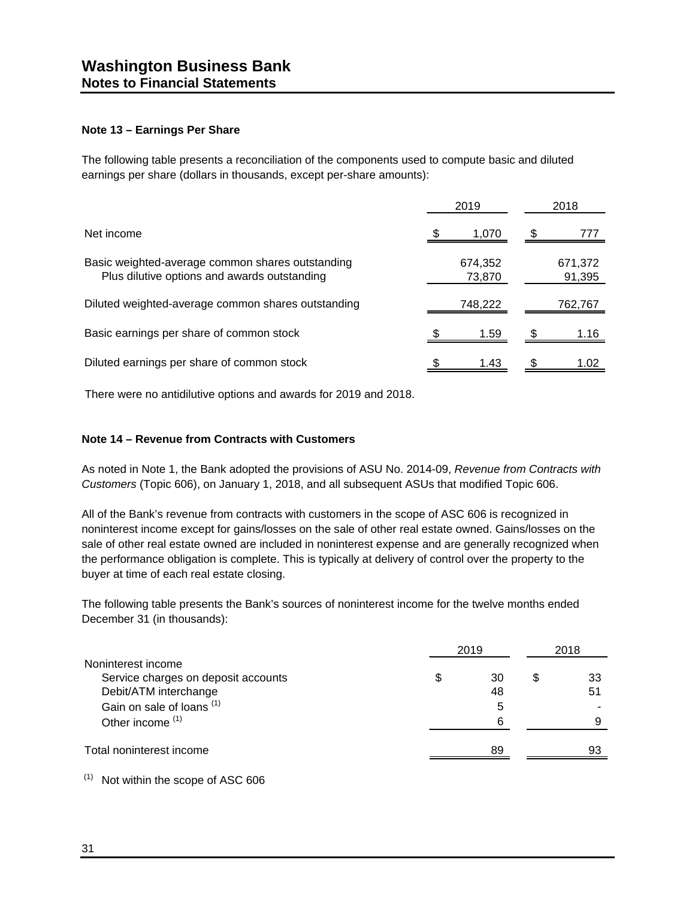## Note 13 – Earnings Per Share

The following table presents a reconciliation of the components used to compute basic and diluted earnings per share (dollars in thousands, except per-share amounts):

| | 2019 | 2018 |
|---|---|---|
| Net income | $ 1,070 | $ 777 |
| Basic weighted-average common shares outstanding | 674,352 | 671,372 |
| Plus dilutive options and awards outstanding | 73,870 | 91,395 |
| Diluted weighted-average common shares outstanding | 748,222 | 762,767 |
| Basic earnings per share of common stock | $ 1.59 | $ 1.16 |
| Diluted earnings per share of common stock | $ 1.43 | $ 1.02 |

There were no antidilutive options and awards for 2019 and 2018.

## Note 14 – Revenue from Contracts with Customers

As noted in Note 1, the Bank adopted the provisions of ASU No. 2014-09, *Revenue from Contracts with Customers* (Topic 606), on January 1, 2018, and all subsequent ASUs that modified Topic 606.

All of the Bank's revenue from contracts with customers in the scope of ASC 606 is recognized in noninterest income except for gains/losses on the sale of other real estate owned. Gains/losses on the sale of other real estate owned are included in noninterest expense and are generally recognized when the performance obligation is complete. This is typically at delivery of control over the property to the buyer at time of each real estate closing.

The following table presents the Bank's sources of noninterest income for the twelve months ended December 31 (in thousands):

| | 2019 | 2018 |
|---|---|---|
| Noninterest income | | |
| Service charges on deposit accounts | $ 30 | $ 33 |
| Debit/ATM interchange | 48 | 51 |
| Gain on sale of loans [(1)] | 5 | - |
| Other income [(1)] | 6 | 9 |
| Total noninterest income | 89 | 93 |

[(1)] Not within the scope of ASC 606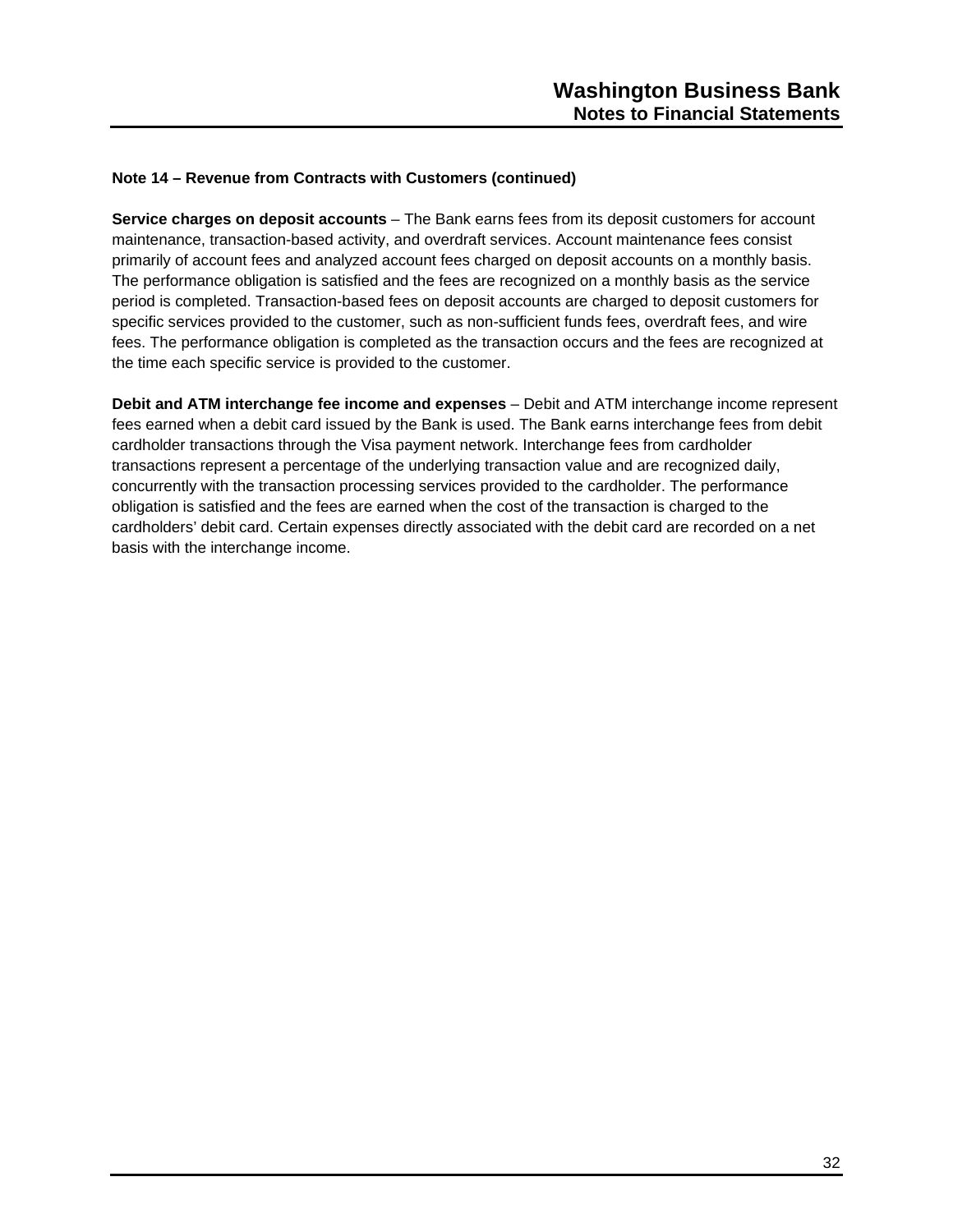**Note 14 – Revenue from Contracts with Customers (continued)**

**Service charges on deposit accounts** – The Bank earns fees from its deposit customers for account maintenance, transaction-based activity, and overdraft services. Account maintenance fees consist primarily of account fees and analyzed account fees charged on deposit accounts on a monthly basis. The performance obligation is satisfied and the fees are recognized on a monthly basis as the service period is completed. Transaction-based fees on deposit accounts are charged to deposit customers for specific services provided to the customer, such as non-sufficient funds fees, overdraft fees, and wire fees. The performance obligation is completed as the transaction occurs and the fees are recognized at the time each specific service is provided to the customer.

**Debit and ATM interchange fee income and expenses** – Debit and ATM interchange income represent fees earned when a debit card issued by the Bank is used. The Bank earns interchange fees from debit cardholder transactions through the Visa payment network. Interchange fees from cardholder transactions represent a percentage of the underlying transaction value and are recognized daily, concurrently with the transaction processing services provided to the cardholder. The performance obligation is satisfied and the fees are earned when the cost of the transaction is charged to the cardholders' debit card. Certain expenses directly associated with the debit card are recorded on a net basis with the interchange income.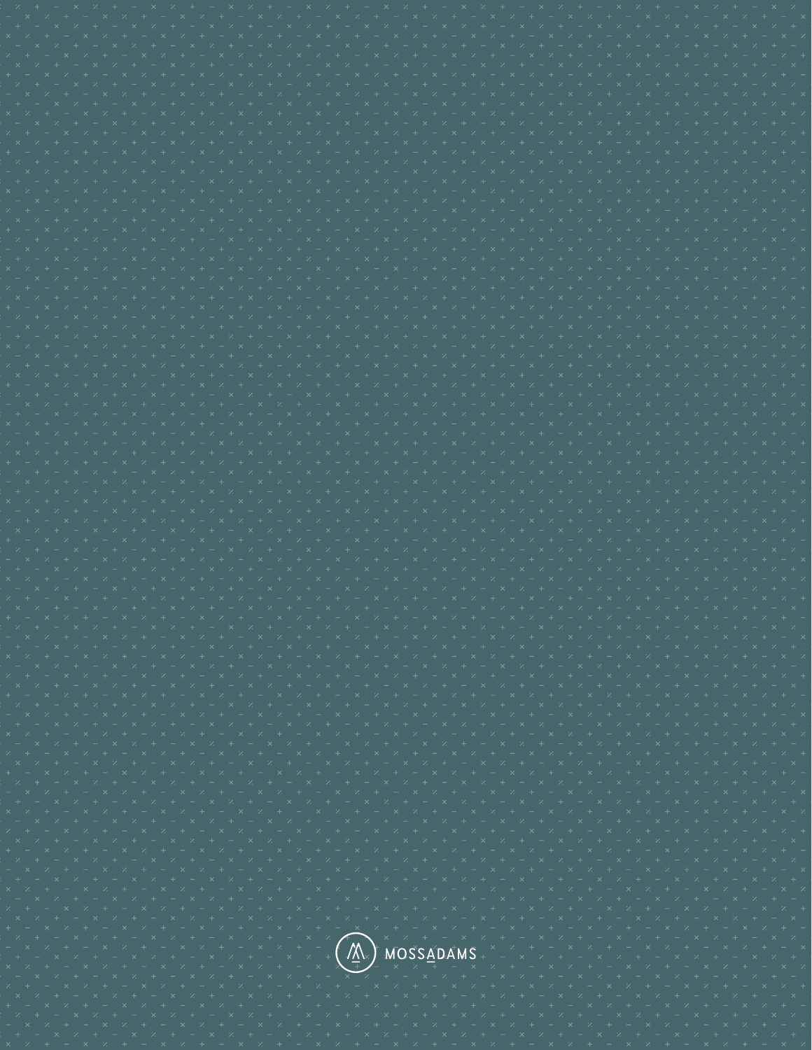MOSSADAMS